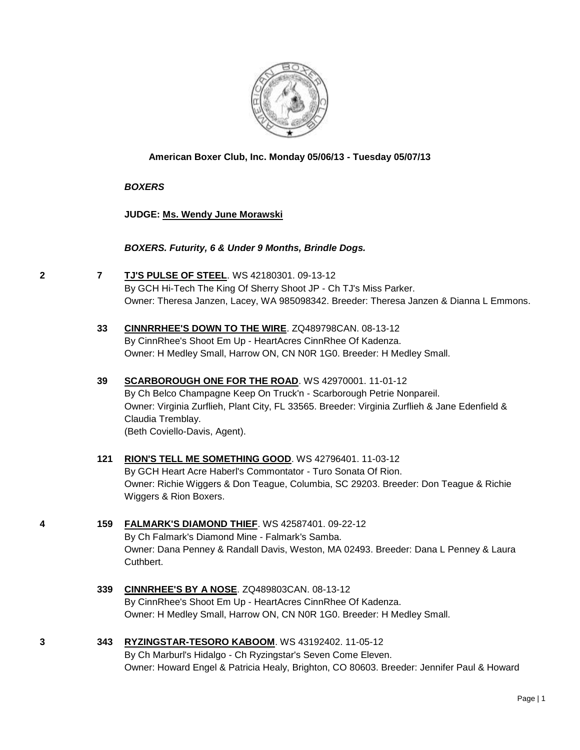**American Boxer Club, Inc. Monday 05/06/13 - Tuesday 05/07/13**

***BOXERS***

**JUDGE: Ms. Wendy June Morawski**

***BOXERS. Futurity, 6 & Under 9 Months, Brindle Dogs.***

**2** **7** **TJ'S PULSE OF STEEL**. WS 42180301. 09-13-12
By GCH Hi-Tech The King Of Sherry Shoot JP - Ch TJ's Miss Parker.
Owner: Theresa Janzen, Lacey, WA 985098342. Breeder: Theresa Janzen & Dianna L Emmons.

**33** **CINNRRHEE'S DOWN TO THE WIRE**. ZQ489798CAN. 08-13-12
By CinnRhee's Shoot Em Up - HeartAcres CinnRhee Of Kadenza.
Owner: H Medley Small, Harrow ON, CN N0R 1G0. Breeder: H Medley Small.

**39** **SCARBOROUGH ONE FOR THE ROAD**. WS 42970001. 11-01-12
By Ch Belco Champagne Keep On Truck'n - Scarborough Petrie Nonpareil.
Owner: Virginia Zurflieh, Plant City, FL 33565. Breeder: Virginia Zurflieh & Jane Edenfield & Claudia Tremblay.
(Beth Coviello-Davis, Agent).

**121** **RION'S TELL ME SOMETHING GOOD**. WS 42796401. 11-03-12
By GCH Heart Acre Haberl's Commontator - Turo Sonata Of Rion.
Owner: Richie Wiggers & Don Teague, Columbia, SC 29203. Breeder: Don Teague & Richie Wiggers & Rion Boxers.

**4** **159** **FALMARK'S DIAMOND THIEF**. WS 42587401. 09-22-12
By Ch Falmark's Diamond Mine - Falmark's Samba.
Owner: Dana Penney & Randall Davis, Weston, MA 02493. Breeder: Dana L Penney & Laura Cuthbert.

**339** **CINNRHEE'S BY A NOSE**. ZQ489803CAN. 08-13-12
By CinnRhee's Shoot Em Up - HeartAcres CinnRhee Of Kadenza.
Owner: H Medley Small, Harrow ON, CN N0R 1G0. Breeder: H Medley Small.

**3** **343** **RYZINGSTAR-TESORO KABOOM**. WS 43192402. 11-05-12
By Ch Marburl's Hidalgo - Ch Ryzingstar's Seven Come Eleven.
Owner: Howard Engel & Patricia Healy, Brighton, CO 80603. Breeder: Jennifer Paul & Howard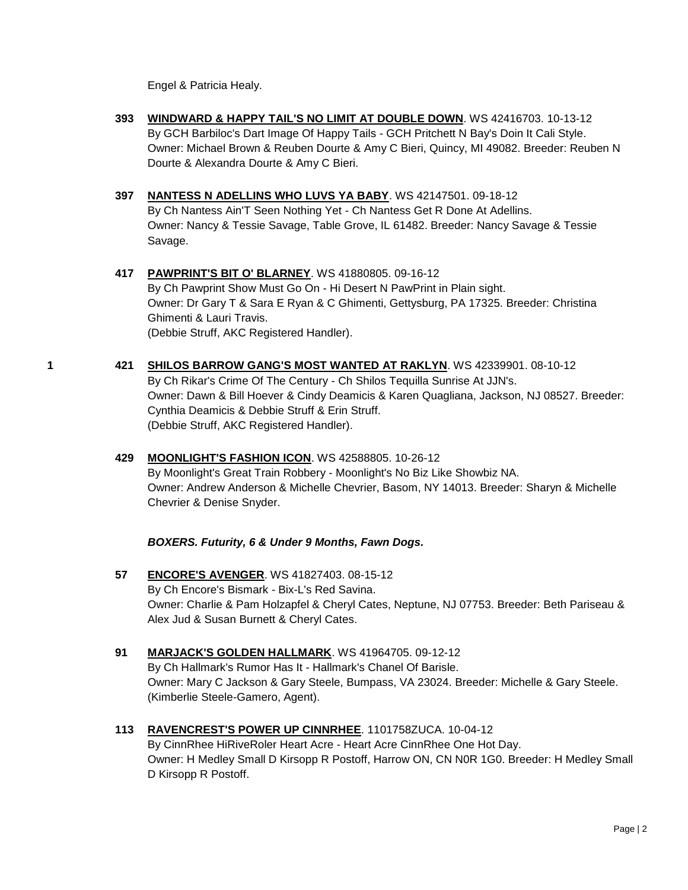Engel & Patricia Healy.

**393** **WINDWARD & HAPPY TAIL'S NO LIMIT AT DOUBLE DOWN**. WS 42416703. 10-13-12
By GCH Barbiloc's Dart Image Of Happy Tails - GCH Pritchett N Bay's Doin It Cali Style.
Owner: Michael Brown & Reuben Dourte & Amy C Bieri, Quincy, MI 49082. Breeder: Reuben N Dourte & Alexandra Dourte & Amy C Bieri.

**397** **NANTESS N ADELLINS WHO LUVS YA BABY**. WS 42147501. 09-18-12
By Ch Nantess Ain'T Seen Nothing Yet - Ch Nantess Get R Done At Adellins.
Owner: Nancy & Tessie Savage, Table Grove, IL 61482. Breeder: Nancy Savage & Tessie Savage.

**417** **PAWPRINT'S BIT O' BLARNEY**. WS 41880805. 09-16-12
By Ch Pawprint Show Must Go On - Hi Desert N PawPrint in Plain sight.
Owner: Dr Gary T & Sara E Ryan & C Ghimenti, Gettysburg, PA 17325. Breeder: Christina Ghimenti & Lauri Travis.
(Debbie Struff, AKC Registered Handler).

**1** **421** **SHILOS BARROW GANG'S MOST WANTED AT RAKLYN**. WS 42339901. 08-10-12
By Ch Rikar's Crime Of The Century - Ch Shilos Tequilla Sunrise At JJN's.
Owner: Dawn & Bill Hoever & Cindy Deamicis & Karen Quagliana, Jackson, NJ 08527. Breeder: Cynthia Deamicis & Debbie Struff & Erin Struff.
(Debbie Struff, AKC Registered Handler).

**429** **MOONLIGHT'S FASHION ICON**. WS 42588805. 10-26-12
By Moonlight's Great Train Robbery - Moonlight's No Biz Like Showbiz NA.
Owner: Andrew Anderson & Michelle Chevrier, Basom, NY 14013. Breeder: Sharyn & Michelle Chevrier & Denise Snyder.

***BOXERS. Futurity, 6 & Under 9 Months, Fawn Dogs.***

**57** **ENCORE'S AVENGER**. WS 41827403. 08-15-12
By Ch Encore's Bismark - Bix-L's Red Savina.
Owner: Charlie & Pam Holzapfel & Cheryl Cates, Neptune, NJ 07753. Breeder: Beth Pariseau & Alex Jud & Susan Burnett & Cheryl Cates.

**91** **MARJACK'S GOLDEN HALLMARK**. WS 41964705. 09-12-12
By Ch Hallmark's Rumor Has It - Hallmark's Chanel Of Barisle.
Owner: Mary C Jackson & Gary Steele, Bumpass, VA 23024. Breeder: Michelle & Gary Steele.
(Kimberlie Steele-Gamero, Agent).

**113** **RAVENCREST'S POWER UP CINNRHEE**. 1101758ZUCA. 10-04-12
By CinnRhee HiRiveRoler Heart Acre - Heart Acre CinnRhee One Hot Day.
Owner: H Medley Small D Kirsopp R Postoff, Harrow ON, CN N0R 1G0. Breeder: H Medley Small D Kirsopp R Postoff.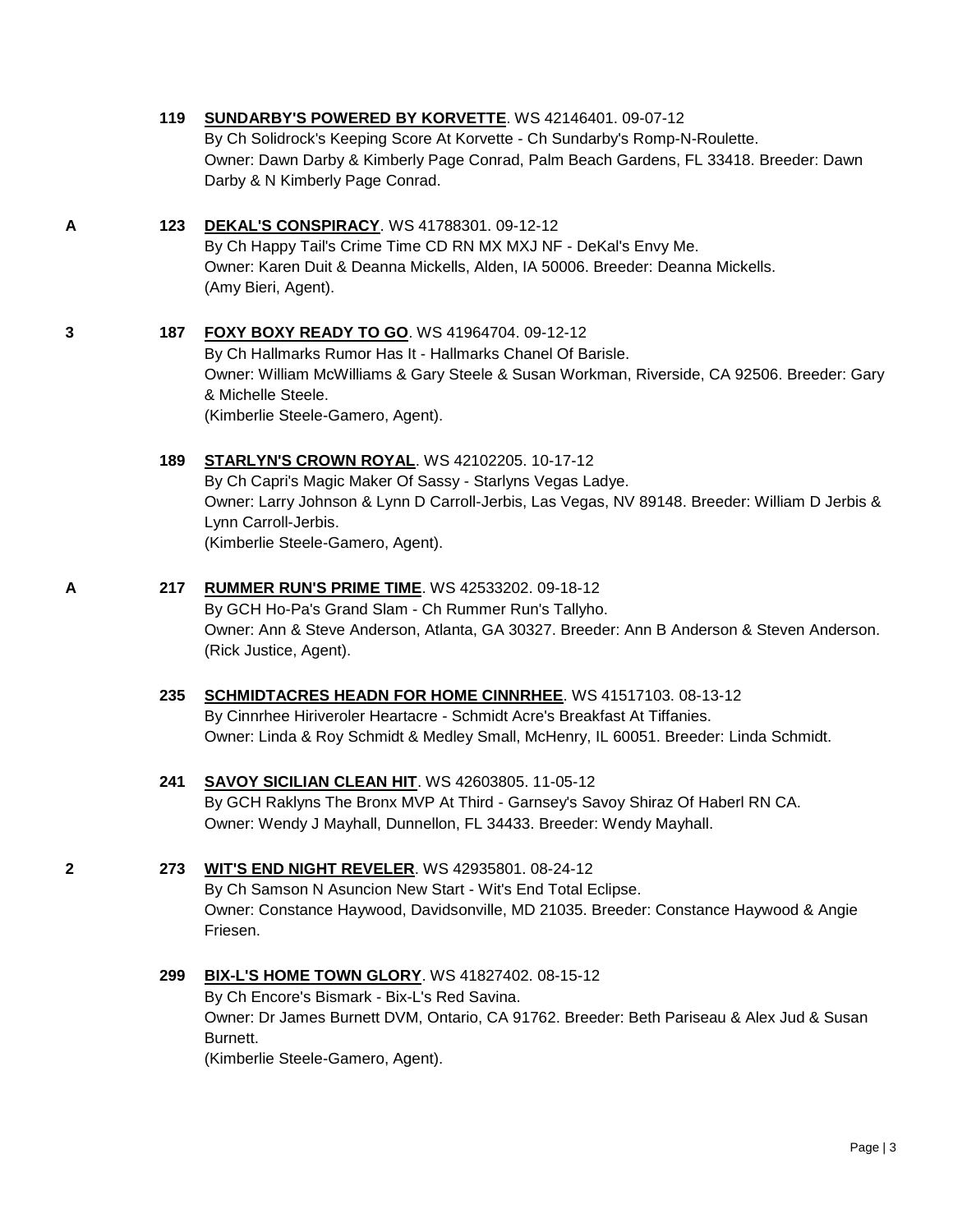**119** **SUNDARBY'S POWERED BY KORVETTE**. WS 42146401. 09-07-12
By Ch Solidrock's Keeping Score At Korvette - Ch Sundarby's Romp-N-Roulette.
Owner: Dawn Darby & Kimberly Page Conrad, Palm Beach Gardens, FL 33418. Breeder: Dawn Darby & N Kimberly Page Conrad.

A **123** **DEKAL'S CONSPIRACY**. WS 41788301. 09-12-12
By Ch Happy Tail's Crime Time CD RN MX MXJ NF - DeKal's Envy Me.
Owner: Karen Duit & Deanna Mickells, Alden, IA 50006. Breeder: Deanna Mickells.
(Amy Bieri, Agent).

3 **187** **FOXY BOXY READY TO GO**. WS 41964704. 09-12-12
By Ch Hallmarks Rumor Has It - Hallmarks Chanel Of Barisle.
Owner: William McWilliams & Gary Steele & Susan Workman, Riverside, CA 92506. Breeder: Gary & Michelle Steele.
(Kimberlie Steele-Gamero, Agent).

**189** **STARLYN'S CROWN ROYAL**. WS 42102205. 10-17-12
By Ch Capri's Magic Maker Of Sassy - Starlyns Vegas Ladye.
Owner: Larry Johnson & Lynn D Carroll-Jerbis, Las Vegas, NV 89148. Breeder: William D Jerbis & Lynn Carroll-Jerbis.
(Kimberlie Steele-Gamero, Agent).

A **217** **RUMMER RUN'S PRIME TIME**. WS 42533202. 09-18-12
By GCH Ho-Pa's Grand Slam - Ch Rummer Run's Tallyho.
Owner: Ann & Steve Anderson, Atlanta, GA 30327. Breeder: Ann B Anderson & Steven Anderson.
(Rick Justice, Agent).

**235** **SCHMIDTACRES HEADN FOR HOME CINNRHEE**. WS 41517103. 08-13-12
By Cinnrhee Hiriveroler Heartacre - Schmidt Acre's Breakfast At Tiffanies.
Owner: Linda & Roy Schmidt & Medley Small, McHenry, IL 60051. Breeder: Linda Schmidt.

**241** **SAVOY SICILIAN CLEAN HIT**. WS 42603805. 11-05-12
By GCH Raklyns The Bronx MVP At Third - Garnsey's Savoy Shiraz Of Haberl RN CA.
Owner: Wendy J Mayhall, Dunnellon, FL 34433. Breeder: Wendy Mayhall.

2 **273** **WIT'S END NIGHT REVELER**. WS 42935801. 08-24-12
By Ch Samson N Asuncion New Start - Wit's End Total Eclipse.
Owner: Constance Haywood, Davidsonville, MD 21035. Breeder: Constance Haywood & Angie Friesen.

**299** **BIX-L'S HOME TOWN GLORY**. WS 41827402. 08-15-12
By Ch Encore's Bismark - Bix-L's Red Savina.
Owner: Dr James Burnett DVM, Ontario, CA 91762. Breeder: Beth Pariseau & Alex Jud & Susan Burnett.
(Kimberlie Steele-Gamero, Agent).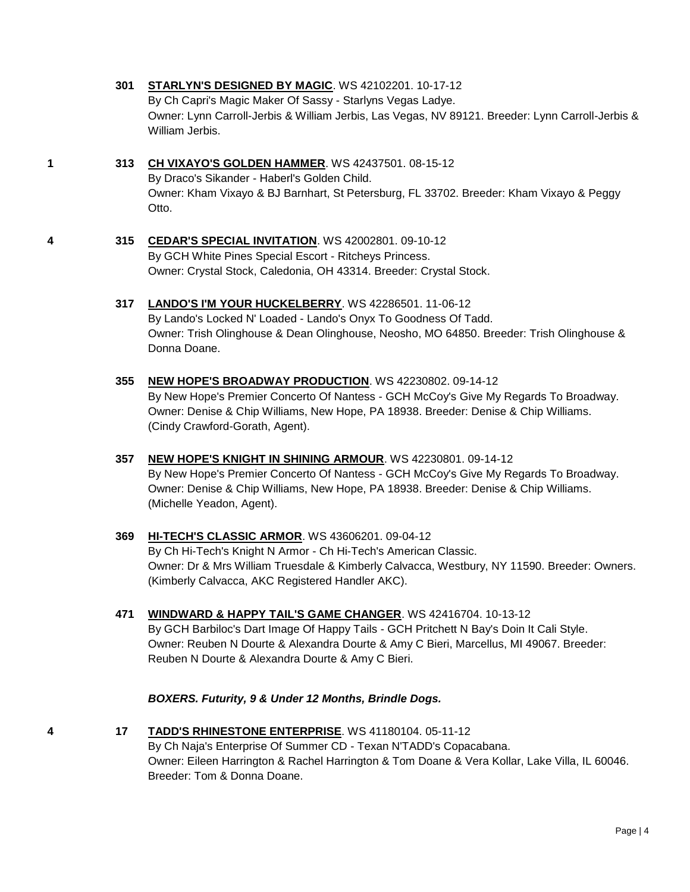301 **STARLYN'S DESIGNED BY MAGIC**. WS 42102201. 10-17-12
By Ch Capri's Magic Maker Of Sassy - Starlyns Vegas Ladye.
Owner: Lynn Carroll-Jerbis & William Jerbis, Las Vegas, NV 89121. Breeder: Lynn Carroll-Jerbis & William Jerbis.

1 — 313 **CH VIXAYO'S GOLDEN HAMMER**. WS 42437501. 08-15-12
By Draco's Sikander - Haberl's Golden Child.
Owner: Kham Vixayo & BJ Barnhart, St Petersburg, FL 33702. Breeder: Kham Vixayo & Peggy Otto.

4 — 315 **CEDAR'S SPECIAL INVITATION**. WS 42002801. 09-10-12
By GCH White Pines Special Escort - Ritcheys Princess.
Owner: Crystal Stock, Caledonia, OH 43314. Breeder: Crystal Stock.

317 **LANDO'S I'M YOUR HUCKELBERRY**. WS 42286501. 11-06-12
By Lando's Locked N' Loaded - Lando's Onyx To Goodness Of Tadd.
Owner: Trish Olinghouse & Dean Olinghouse, Neosho, MO 64850. Breeder: Trish Olinghouse & Donna Doane.

355 **NEW HOPE'S BROADWAY PRODUCTION**. WS 42230802. 09-14-12
By New Hope's Premier Concerto Of Nantess - GCH McCoy's Give My Regards To Broadway.
Owner: Denise & Chip Williams, New Hope, PA 18938. Breeder: Denise & Chip Williams. (Cindy Crawford-Gorath, Agent).

357 **NEW HOPE'S KNIGHT IN SHINING ARMOUR**. WS 42230801. 09-14-12
By New Hope's Premier Concerto Of Nantess - GCH McCoy's Give My Regards To Broadway.
Owner: Denise & Chip Williams, New Hope, PA 18938. Breeder: Denise & Chip Williams. (Michelle Yeadon, Agent).

369 **HI-TECH'S CLASSIC ARMOR**. WS 43606201. 09-04-12
By Ch Hi-Tech's Knight N Armor - Ch Hi-Tech's American Classic.
Owner: Dr & Mrs William Truesdale & Kimberly Calvacca, Westbury, NY 11590. Breeder: Owners. (Kimberly Calvacca, AKC Registered Handler AKC).

471 **WINDWARD & HAPPY TAIL'S GAME CHANGER**. WS 42416704. 10-13-12
By GCH Barbiloc's Dart Image Of Happy Tails - GCH Pritchett N Bay's Doin It Cali Style.
Owner: Reuben N Dourte & Alexandra Dourte & Amy C Bieri, Marcellus, MI 49067. Breeder: Reuben N Dourte & Alexandra Dourte & Amy C Bieri.

***BOXERS. Futurity, 9 & Under 12 Months, Brindle Dogs.***

4 — 17 **TADD'S RHINESTONE ENTERPRISE**. WS 41180104. 05-11-12
By Ch Naja's Enterprise Of Summer CD - Texan N'TADD's Copacabana.
Owner: Eileen Harrington & Rachel Harrington & Tom Doane & Vera Kollar, Lake Villa, IL 60046. Breeder: Tom & Donna Doane.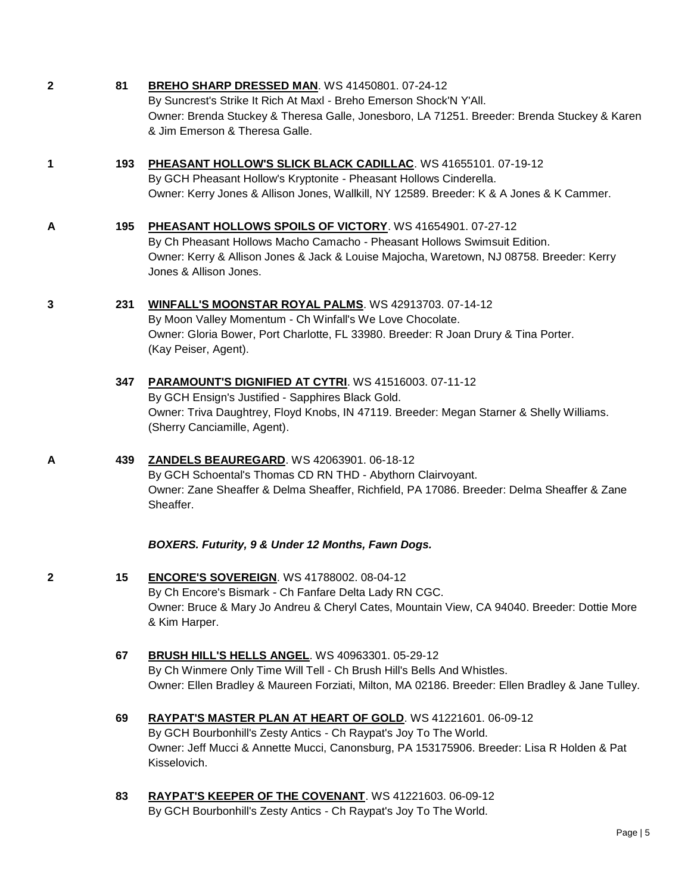2 81 **BREHO SHARP DRESSED MAN**. WS 41450801. 07-24-12
By Suncrest's Strike It Rich At Maxl - Breho Emerson Shock'N Y'All.
Owner: Brenda Stuckey & Theresa Galle, Jonesboro, LA 71251. Breeder: Brenda Stuckey & Karen & Jim Emerson & Theresa Galle.

1 193 **PHEASANT HOLLOW'S SLICK BLACK CADILLAC**. WS 41655101. 07-19-12
By GCH Pheasant Hollow's Kryptonite - Pheasant Hollows Cinderella.
Owner: Kerry Jones & Allison Jones, Wallkill, NY 12589. Breeder: K & A Jones & K Cammer.

A 195 **PHEASANT HOLLOWS SPOILS OF VICTORY**. WS 41654901. 07-27-12
By Ch Pheasant Hollows Macho Camacho - Pheasant Hollows Swimsuit Edition.
Owner: Kerry & Allison Jones & Jack & Louise Majocha, Waretown, NJ 08758. Breeder: Kerry Jones & Allison Jones.

3 231 **WINFALL'S MOONSTAR ROYAL PALMS**. WS 42913703. 07-14-12
By Moon Valley Momentum - Ch Winfall's We Love Chocolate.
Owner: Gloria Bower, Port Charlotte, FL 33980. Breeder: R Joan Drury & Tina Porter.
(Kay Peiser, Agent).

347 **PARAMOUNT'S DIGNIFIED AT CYTRI**. WS 41516003. 07-11-12
By GCH Ensign's Justified - Sapphires Black Gold.
Owner: Triva Daughtrey, Floyd Knobs, IN 47119. Breeder: Megan Starner & Shelly Williams.
(Sherry Canciamille, Agent).

A 439 **ZANDELS BEAUREGARD**. WS 42063901. 06-18-12
By GCH Schoental's Thomas CD RN THD - Abythorn Clairvoyant.
Owner: Zane Sheaffer & Delma Sheaffer, Richfield, PA 17086. Breeder: Delma Sheaffer & Zane Sheaffer.

***BOXERS. Futurity, 9 & Under 12 Months, Fawn Dogs.***

2 15 **ENCORE'S SOVEREIGN**. WS 41788002. 08-04-12
By Ch Encore's Bismark - Ch Fanfare Delta Lady RN CGC.
Owner: Bruce & Mary Jo Andreu & Cheryl Cates, Mountain View, CA 94040. Breeder: Dottie More & Kim Harper.

67 **BRUSH HILL'S HELLS ANGEL**. WS 40963301. 05-29-12
By Ch Winmere Only Time Will Tell - Ch Brush Hill's Bells And Whistles.
Owner: Ellen Bradley & Maureen Forziati, Milton, MA 02186. Breeder: Ellen Bradley & Jane Tulley.

69 **RAYPAT'S MASTER PLAN AT HEART OF GOLD**. WS 41221601. 06-09-12
By GCH Bourbonhill's Zesty Antics - Ch Raypat's Joy To The World.
Owner: Jeff Mucci & Annette Mucci, Canonsburg, PA 153175906. Breeder: Lisa R Holden & Pat Kisselovich.

83 **RAYPAT'S KEEPER OF THE COVENANT**. WS 41221603. 06-09-12
By GCH Bourbonhill's Zesty Antics - Ch Raypat's Joy To The World.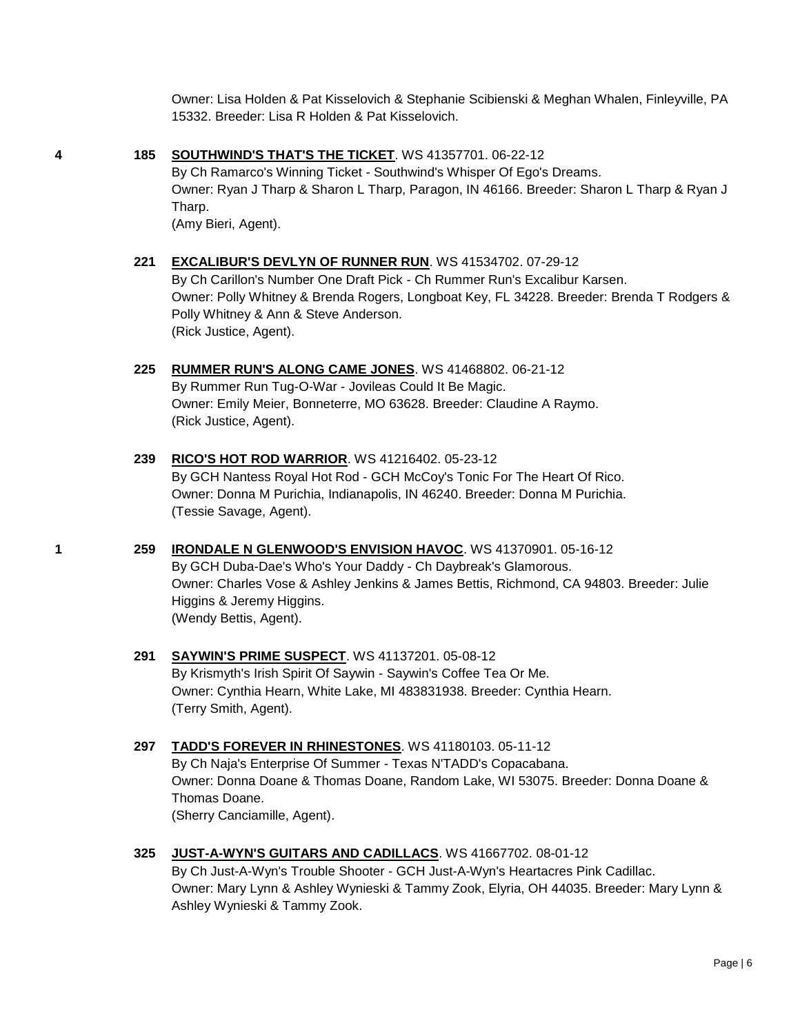Owner: Lisa Holden & Pat Kisselovich & Stephanie Scibienski & Meghan Whalen, Finleyville, PA 15332. Breeder: Lisa R Holden & Pat Kisselovich.

**4** **185** **SOUTHWIND'S THAT'S THE TICKET**. WS 41357701. 06-22-12
By Ch Ramarco's Winning Ticket - Southwind's Whisper Of Ego's Dreams.
Owner: Ryan J Tharp & Sharon L Tharp, Paragon, IN 46166. Breeder: Sharon L Tharp & Ryan J Tharp.
(Amy Bieri, Agent).

**221** **EXCALIBUR'S DEVLYN OF RUNNER RUN**. WS 41534702. 07-29-12
By Ch Carillon's Number One Draft Pick - Ch Rummer Run's Excalibur Karsen.
Owner: Polly Whitney & Brenda Rogers, Longboat Key, FL 34228. Breeder: Brenda T Rodgers & Polly Whitney & Ann & Steve Anderson.
(Rick Justice, Agent).

**225** **RUMMER RUN'S ALONG CAME JONES**. WS 41468802. 06-21-12
By Rummer Run Tug-O-War - Jovileas Could It Be Magic.
Owner: Emily Meier, Bonneterre, MO 63628. Breeder: Claudine A Raymo.
(Rick Justice, Agent).

**239** **RICO'S HOT ROD WARRIOR**. WS 41216402. 05-23-12
By GCH Nantess Royal Hot Rod - GCH McCoy's Tonic For The Heart Of Rico.
Owner: Donna M Purichia, Indianapolis, IN 46240. Breeder: Donna M Purichia.
(Tessie Savage, Agent).

**1** **259** **IRONDALE N GLENWOOD'S ENVISION HAVOC**. WS 41370901. 05-16-12
By GCH Duba-Dae's Who's Your Daddy - Ch Daybreak's Glamorous.
Owner: Charles Vose & Ashley Jenkins & James Bettis, Richmond, CA 94803. Breeder: Julie Higgins & Jeremy Higgins.
(Wendy Bettis, Agent).

**291** **SAYWIN'S PRIME SUSPECT**. WS 41137201. 05-08-12
By Krismyth's Irish Spirit Of Saywin - Saywin's Coffee Tea Or Me.
Owner: Cynthia Hearn, White Lake, MI 483831938. Breeder: Cynthia Hearn.
(Terry Smith, Agent).

**297** **TADD'S FOREVER IN RHINESTONES**. WS 41180103. 05-11-12
By Ch Naja's Enterprise Of Summer - Texas N'TADD's Copacabana.
Owner: Donna Doane & Thomas Doane, Random Lake, WI 53075. Breeder: Donna Doane & Thomas Doane.
(Sherry Canciamille, Agent).

**325** **JUST-A-WYN'S GUITARS AND CADILLACS**. WS 41667702. 08-01-12
By Ch Just-A-Wyn's Trouble Shooter - GCH Just-A-Wyn's Heartacres Pink Cadillac.
Owner: Mary Lynn & Ashley Wynieski & Tammy Zook, Elyria, OH 44035. Breeder: Mary Lynn & Ashley Wynieski & Tammy Zook.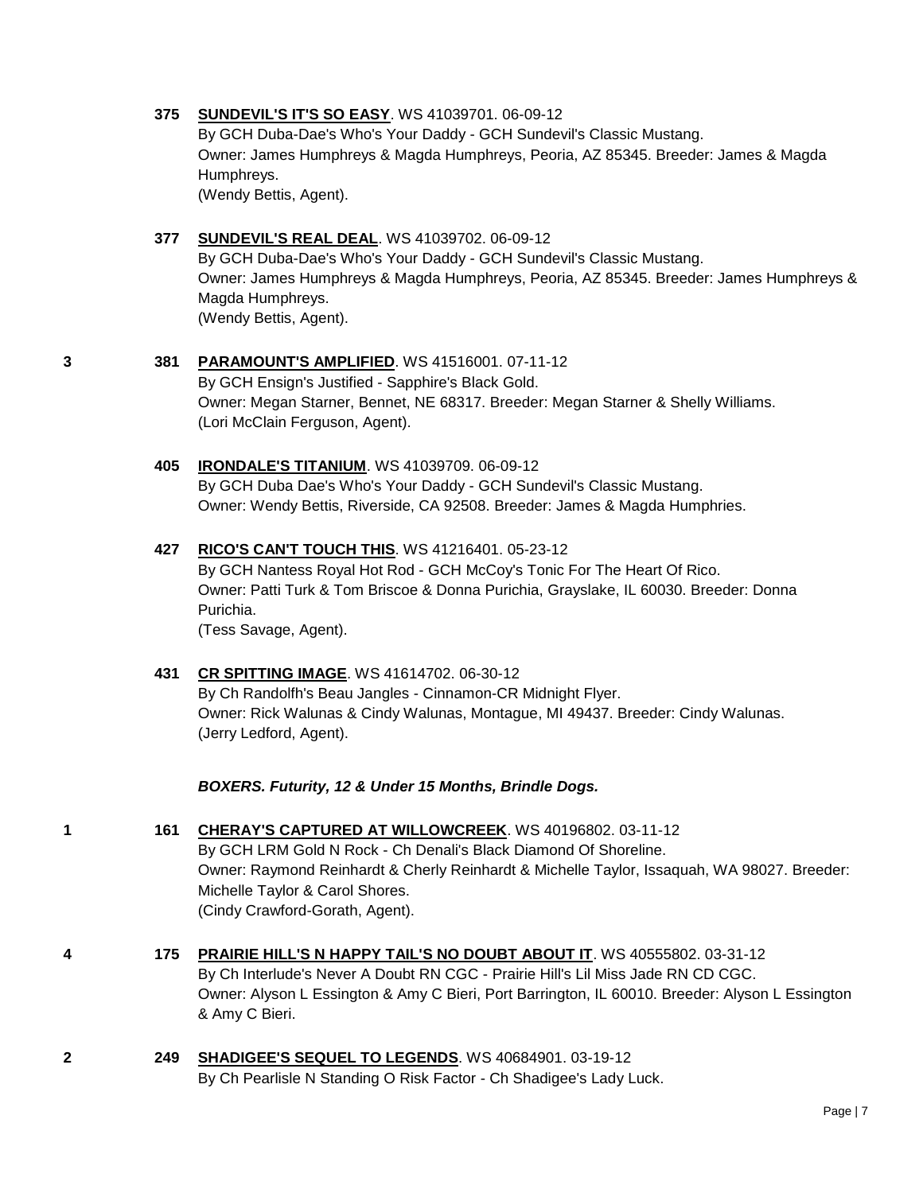**375** **SUNDEVIL'S IT'S SO EASY**. WS 41039701. 06-09-12
By GCH Duba-Dae's Who's Your Daddy - GCH Sundevil's Classic Mustang.
Owner: James Humphreys & Magda Humphreys, Peoria, AZ 85345. Breeder: James & Magda Humphreys.
(Wendy Bettis, Agent).

**377** **SUNDEVIL'S REAL DEAL**. WS 41039702. 06-09-12
By GCH Duba-Dae's Who's Your Daddy - GCH Sundevil's Classic Mustang.
Owner: James Humphreys & Magda Humphreys, Peoria, AZ 85345. Breeder: James Humphreys & Magda Humphreys.
(Wendy Bettis, Agent).

3 **381** **PARAMOUNT'S AMPLIFIED**. WS 41516001. 07-11-12
By GCH Ensign's Justified - Sapphire's Black Gold.
Owner: Megan Starner, Bennet, NE 68317. Breeder: Megan Starner & Shelly Williams.
(Lori McClain Ferguson, Agent).

**405** **IRONDALE'S TITANIUM**. WS 41039709. 06-09-12
By GCH Duba Dae's Who's Your Daddy - GCH Sundevil's Classic Mustang.
Owner: Wendy Bettis, Riverside, CA 92508. Breeder: James & Magda Humphries.

**427** **RICO'S CAN'T TOUCH THIS**. WS 41216401. 05-23-12
By GCH Nantess Royal Hot Rod - GCH McCoy's Tonic For The Heart Of Rico.
Owner: Patti Turk & Tom Briscoe & Donna Purichia, Grayslake, IL 60030. Breeder: Donna Purichia.
(Tess Savage, Agent).

**431** **CR SPITTING IMAGE**. WS 41614702. 06-30-12
By Ch Randolfh's Beau Jangles - Cinnamon-CR Midnight Flyer.
Owner: Rick Walunas & Cindy Walunas, Montague, MI 49437. Breeder: Cindy Walunas.
(Jerry Ledford, Agent).

***BOXERS. Futurity, 12 & Under 15 Months, Brindle Dogs.***

1 **161** **CHERAY'S CAPTURED AT WILLOWCREEK**. WS 40196802. 03-11-12
By GCH LRM Gold N Rock - Ch Denali's Black Diamond Of Shoreline.
Owner: Raymond Reinhardt & Cherly Reinhardt & Michelle Taylor, Issaquah, WA 98027. Breeder: Michelle Taylor & Carol Shores.
(Cindy Crawford-Gorath, Agent).

4 **175** **PRAIRIE HILL'S N HAPPY TAIL'S NO DOUBT ABOUT IT**. WS 40555802. 03-31-12
By Ch Interlude's Never A Doubt RN CGC - Prairie Hill's Lil Miss Jade RN CD CGC.
Owner: Alyson L Essington & Amy C Bieri, Port Barrington, IL 60010. Breeder: Alyson L Essington & Amy C Bieri.

2 **249** **SHADIGEE'S SEQUEL TO LEGENDS**. WS 40684901. 03-19-12
By Ch Pearlisle N Standing O Risk Factor - Ch Shadigee's Lady Luck.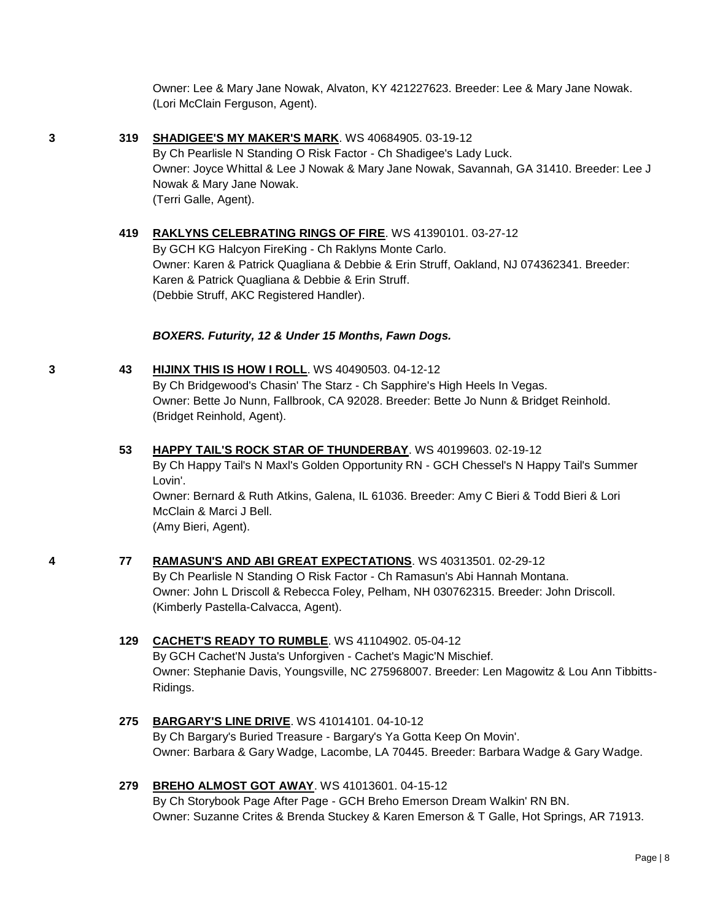Owner: Lee & Mary Jane Nowak, Alvaton, KY 421227623. Breeder: Lee & Mary Jane Nowak. (Lori McClain Ferguson, Agent).

**3** **319** **SHADIGEE'S MY MAKER'S MARK**. WS 40684905. 03-19-12
By Ch Pearlisle N Standing O Risk Factor - Ch Shadigee's Lady Luck.
Owner: Joyce Whittal & Lee J Nowak & Mary Jane Nowak, Savannah, GA 31410. Breeder: Lee J Nowak & Mary Jane Nowak.
(Terri Galle, Agent).

**419** **RAKLYNS CELEBRATING RINGS OF FIRE**. WS 41390101. 03-27-12
By GCH KG Halcyon FireKing - Ch Raklyns Monte Carlo.
Owner: Karen & Patrick Quagliana & Debbie & Erin Struff, Oakland, NJ 074362341. Breeder: Karen & Patrick Quagliana & Debbie & Erin Struff.
(Debbie Struff, AKC Registered Handler).

***BOXERS. Futurity, 12 & Under 15 Months, Fawn Dogs.***

**3** **43** **HIJINX THIS IS HOW I ROLL**. WS 40490503. 04-12-12
By Ch Bridgewood's Chasin' The Starz - Ch Sapphire's High Heels In Vegas.
Owner: Bette Jo Nunn, Fallbrook, CA 92028. Breeder: Bette Jo Nunn & Bridget Reinhold.
(Bridget Reinhold, Agent).

**53** **HAPPY TAIL'S ROCK STAR OF THUNDERBAY**. WS 40199603. 02-19-12
By Ch Happy Tail's N Maxl's Golden Opportunity RN - GCH Chessel's N Happy Tail's Summer Lovin'.
Owner: Bernard & Ruth Atkins, Galena, IL 61036. Breeder: Amy C Bieri & Todd Bieri & Lori McClain & Marci J Bell.
(Amy Bieri, Agent).

**4** **77** **RAMASUN'S AND ABI GREAT EXPECTATIONS**. WS 40313501. 02-29-12
By Ch Pearlisle N Standing O Risk Factor - Ch Ramasun's Abi Hannah Montana.
Owner: John L Driscoll & Rebecca Foley, Pelham, NH 030762315. Breeder: John Driscoll.
(Kimberly Pastella-Calvacca, Agent).

**129** **CACHET'S READY TO RUMBLE**. WS 41104902. 05-04-12
By GCH Cachet'N Justa's Unforgiven - Cachet's Magic'N Mischief.
Owner: Stephanie Davis, Youngsville, NC 275968007. Breeder: Len Magowitz & Lou Ann Tibbitts-Ridings.

**275** **BARGARY'S LINE DRIVE**. WS 41014101. 04-10-12
By Ch Bargary's Buried Treasure - Bargary's Ya Gotta Keep On Movin'.
Owner: Barbara & Gary Wadge, Lacombe, LA 70445. Breeder: Barbara Wadge & Gary Wadge.

**279** **BREHO ALMOST GOT AWAY**. WS 41013601. 04-15-12
By Ch Storybook Page After Page - GCH Breho Emerson Dream Walkin' RN BN.
Owner: Suzanne Crites & Brenda Stuckey & Karen Emerson & T Galle, Hot Springs, AR 71913.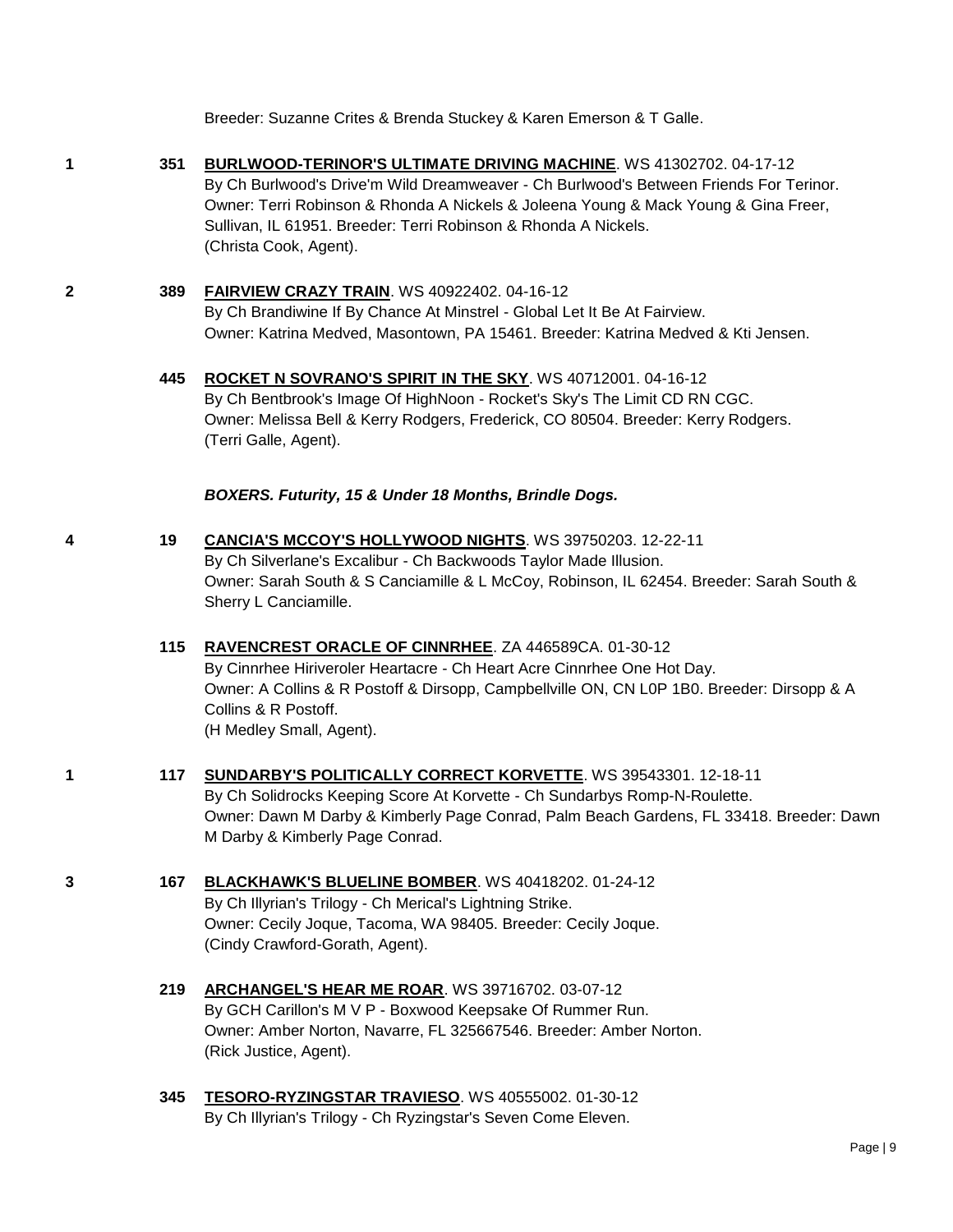Breeder: Suzanne Crites & Brenda Stuckey & Karen Emerson & T Galle.

**1** **351** **BURLWOOD-TERINOR'S ULTIMATE DRIVING MACHINE**. WS 41302702. 04-17-12
By Ch Burlwood's Drive'm Wild Dreamweaver - Ch Burlwood's Between Friends For Terinor.
Owner: Terri Robinson & Rhonda A Nickels & Joleena Young & Mack Young & Gina Freer, Sullivan, IL 61951. Breeder: Terri Robinson & Rhonda A Nickels.
(Christa Cook, Agent).

**2** **389** **FAIRVIEW CRAZY TRAIN**. WS 40922402. 04-16-12
By Ch Brandiwine If By Chance At Minstrel - Global Let It Be At Fairview.
Owner: Katrina Medved, Masontown, PA 15461. Breeder: Katrina Medved & Kti Jensen.

**445** **ROCKET N SOVRANO'S SPIRIT IN THE SKY**. WS 40712001. 04-16-12
By Ch Bentbrook's Image Of HighNoon - Rocket's Sky's The Limit CD RN CGC.
Owner: Melissa Bell & Kerry Rodgers, Frederick, CO 80504. Breeder: Kerry Rodgers.
(Terri Galle, Agent).

***BOXERS. Futurity, 15 & Under 18 Months, Brindle Dogs.***

**4** **19** **CANCIA'S MCCOY'S HOLLYWOOD NIGHTS**. WS 39750203. 12-22-11
By Ch Silverlane's Excalibur - Ch Backwoods Taylor Made Illusion.
Owner: Sarah South & S Canciamille & L McCoy, Robinson, IL 62454. Breeder: Sarah South & Sherry L Canciamille.

**115** **RAVENCREST ORACLE OF CINNRHEE**. ZA 446589CA. 01-30-12
By Cinnrhee Hiriveroler Heartacre - Ch Heart Acre Cinnrhee One Hot Day.
Owner: A Collins & R Postoff & Dirsopp, Campbellville ON, CN L0P 1B0. Breeder: Dirsopp & A Collins & R Postoff.
(H Medley Small, Agent).

**1** **117** **SUNDARBY'S POLITICALLY CORRECT KORVETTE**. WS 39543301. 12-18-11
By Ch Solidrocks Keeping Score At Korvette - Ch Sundarbys Romp-N-Roulette.
Owner: Dawn M Darby & Kimberly Page Conrad, Palm Beach Gardens, FL 33418. Breeder: Dawn M Darby & Kimberly Page Conrad.

**3** **167** **BLACKHAWK'S BLUELINE BOMBER**. WS 40418202. 01-24-12
By Ch Illyrian's Trilogy - Ch Merical's Lightning Strike.
Owner: Cecily Joque, Tacoma, WA 98405. Breeder: Cecily Joque.
(Cindy Crawford-Gorath, Agent).

**219** **ARCHANGEL'S HEAR ME ROAR**. WS 39716702. 03-07-12
By GCH Carillon's M V P - Boxwood Keepsake Of Rummer Run.
Owner: Amber Norton, Navarre, FL 325667546. Breeder: Amber Norton.
(Rick Justice, Agent).

**345** **TESORO-RYZINGSTAR TRAVIESO**. WS 40555002. 01-30-12
By Ch Illyrian's Trilogy - Ch Ryzingstar's Seven Come Eleven.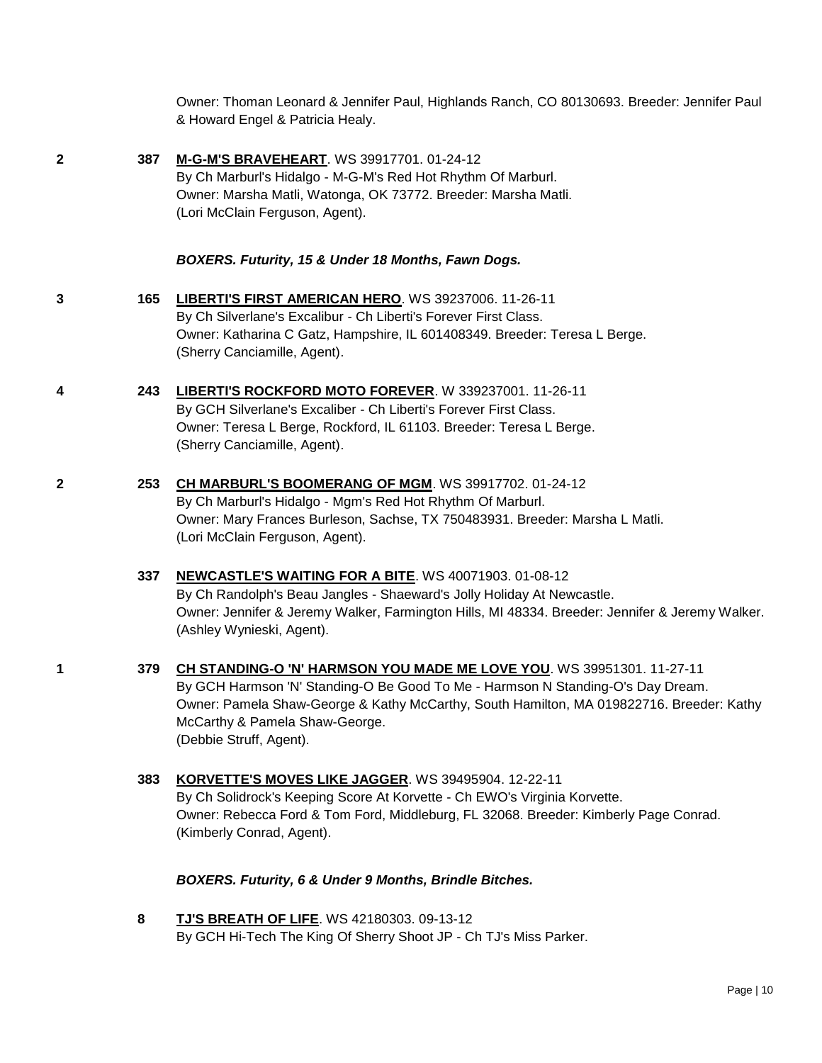Owner: Thoman Leonard & Jennifer Paul, Highlands Ranch, CO 80130693. Breeder: Jennifer Paul & Howard Engel & Patricia Healy.

**2** **387** **M-G-M'S BRAVEHEART**. WS 39917701. 01-24-12
By Ch Marburl's Hidalgo - M-G-M's Red Hot Rhythm Of Marburl.
Owner: Marsha Matli, Watonga, OK 73772. Breeder: Marsha Matli.
(Lori McClain Ferguson, Agent).

***BOXERS. Futurity, 15 & Under 18 Months, Fawn Dogs.***

**3** **165** **LIBERTI'S FIRST AMERICAN HERO**. WS 39237006. 11-26-11
By Ch Silverlane's Excalibur - Ch Liberti's Forever First Class.
Owner: Katharina C Gatz, Hampshire, IL 601408349. Breeder: Teresa L Berge.
(Sherry Canciamille, Agent).

**4** **243** **LIBERTI'S ROCKFORD MOTO FOREVER**. W 339237001. 11-26-11
By GCH Silverlane's Excaliber - Ch Liberti's Forever First Class.
Owner: Teresa L Berge, Rockford, IL 61103. Breeder: Teresa L Berge.
(Sherry Canciamille, Agent).

**2** **253** **CH MARBURL'S BOOMERANG OF MGM**. WS 39917702. 01-24-12
By Ch Marburl's Hidalgo - Mgm's Red Hot Rhythm Of Marburl.
Owner: Mary Frances Burleson, Sachse, TX 750483931. Breeder: Marsha L Matli.
(Lori McClain Ferguson, Agent).

**337** **NEWCASTLE'S WAITING FOR A BITE**. WS 40071903. 01-08-12
By Ch Randolph's Beau Jangles - Shaeward's Jolly Holiday At Newcastle.
Owner: Jennifer & Jeremy Walker, Farmington Hills, MI 48334. Breeder: Jennifer & Jeremy Walker.
(Ashley Wynieski, Agent).

**1** **379** **CH STANDING-O 'N' HARMSON YOU MADE ME LOVE YOU**. WS 39951301. 11-27-11
By GCH Harmson 'N' Standing-O Be Good To Me - Harmson N Standing-O's Day Dream.
Owner: Pamela Shaw-George & Kathy McCarthy, South Hamilton, MA 019822716. Breeder: Kathy McCarthy & Pamela Shaw-George.
(Debbie Struff, Agent).

**383** **KORVETTE'S MOVES LIKE JAGGER**. WS 39495904. 12-22-11
By Ch Solidrock's Keeping Score At Korvette - Ch EWO's Virginia Korvette.
Owner: Rebecca Ford & Tom Ford, Middleburg, FL 32068. Breeder: Kimberly Page Conrad.
(Kimberly Conrad, Agent).

***BOXERS. Futurity, 6 & Under 9 Months, Brindle Bitches.***

**8** **TJ'S BREATH OF LIFE**. WS 42180303. 09-13-12
By GCH Hi-Tech The King Of Sherry Shoot JP - Ch TJ's Miss Parker.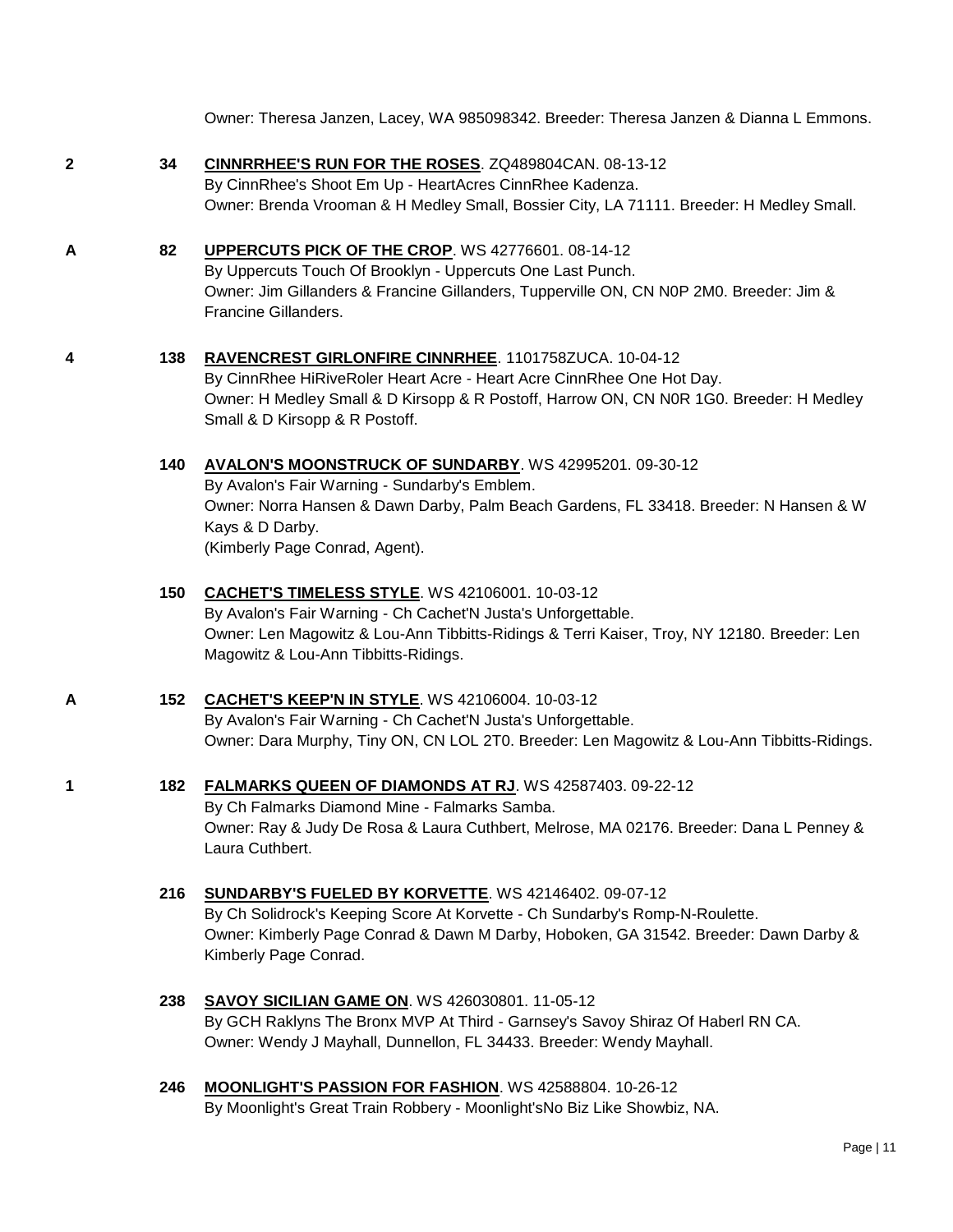Owner: Theresa Janzen, Lacey, WA 985098342. Breeder: Theresa Janzen & Dianna L Emmons.

**2** **34** **CINNRRHEE'S RUN FOR THE ROSES**. ZQ489804CAN. 08-13-12
By CinnRhee's Shoot Em Up - HeartAcres CinnRhee Kadenza.
Owner: Brenda Vrooman & H Medley Small, Bossier City, LA 71111. Breeder: H Medley Small.

**A** **82** **UPPERCUTS PICK OF THE CROP**. WS 42776601. 08-14-12
By Uppercuts Touch Of Brooklyn - Uppercuts One Last Punch.
Owner: Jim Gillanders & Francine Gillanders, Tupperville ON, CN N0P 2M0. Breeder: Jim & Francine Gillanders.

**4** **138** **RAVENCREST GIRLONFIRE CINNRHEE**. 1101758ZUCA. 10-04-12
By CinnRhee HiRiveRoler Heart Acre - Heart Acre CinnRhee One Hot Day.
Owner: H Medley Small & D Kirsopp & R Postoff, Harrow ON, CN N0R 1G0. Breeder: H Medley Small & D Kirsopp & R Postoff.

**140** **AVALON'S MOONSTRUCK OF SUNDARBY**. WS 42995201. 09-30-12
By Avalon's Fair Warning - Sundarby's Emblem.
Owner: Norra Hansen & Dawn Darby, Palm Beach Gardens, FL 33418. Breeder: N Hansen & W Kays & D Darby.
(Kimberly Page Conrad, Agent).

**150** **CACHET'S TIMELESS STYLE**. WS 42106001. 10-03-12
By Avalon's Fair Warning - Ch Cachet'N Justa's Unforgettable.
Owner: Len Magowitz & Lou-Ann Tibbitts-Ridings & Terri Kaiser, Troy, NY 12180. Breeder: Len Magowitz & Lou-Ann Tibbitts-Ridings.

**A** **152** **CACHET'S KEEP'N IN STYLE**. WS 42106004. 10-03-12
By Avalon's Fair Warning - Ch Cachet'N Justa's Unforgettable.
Owner: Dara Murphy, Tiny ON, CN LOL 2T0. Breeder: Len Magowitz & Lou-Ann Tibbitts-Ridings.

**1** **182** **FALMARKS QUEEN OF DIAMONDS AT RJ**. WS 42587403. 09-22-12
By Ch Falmarks Diamond Mine - Falmarks Samba.
Owner: Ray & Judy De Rosa & Laura Cuthbert, Melrose, MA 02176. Breeder: Dana L Penney & Laura Cuthbert.

**216** **SUNDARBY'S FUELED BY KORVETTE**. WS 42146402. 09-07-12
By Ch Solidrock's Keeping Score At Korvette - Ch Sundarby's Romp-N-Roulette.
Owner: Kimberly Page Conrad & Dawn M Darby, Hoboken, GA 31542. Breeder: Dawn Darby & Kimberly Page Conrad.

**238** **SAVOY SICILIAN GAME ON**. WS 426030801. 11-05-12
By GCH Raklyns The Bronx MVP At Third - Garnsey's Savoy Shiraz Of Haberl RN CA.
Owner: Wendy J Mayhall, Dunnellon, FL 34433. Breeder: Wendy Mayhall.

**246** **MOONLIGHT'S PASSION FOR FASHION**. WS 42588804. 10-26-12
By Moonlight's Great Train Robbery - Moonlight'sNo Biz Like Showbiz, NA.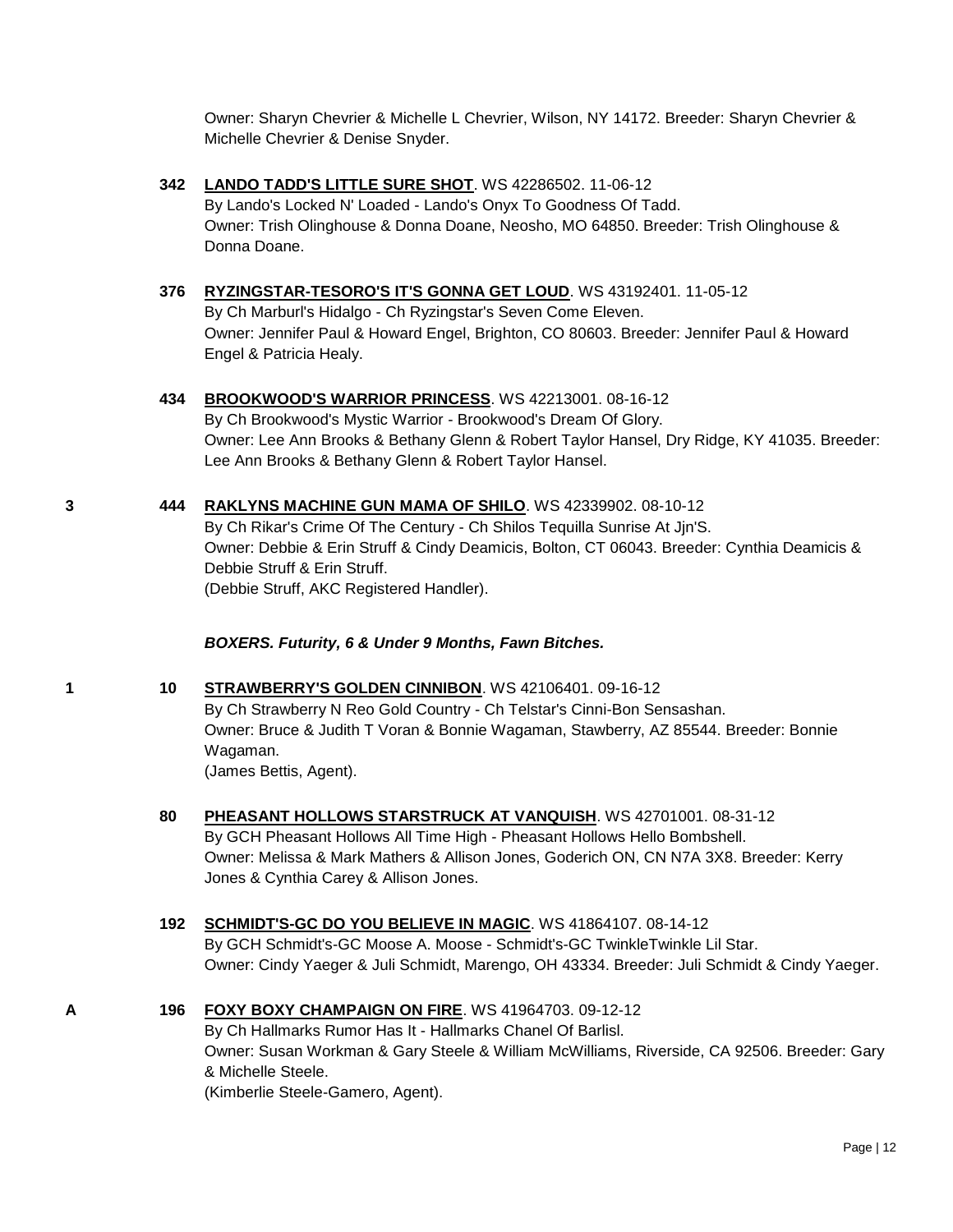Owner: Sharyn Chevrier & Michelle L Chevrier, Wilson, NY 14172. Breeder: Sharyn Chevrier & Michelle Chevrier & Denise Snyder.

**342** **LANDO TADD'S LITTLE SURE SHOT**. WS 42286502. 11-06-12
By Lando's Locked N' Loaded - Lando's Onyx To Goodness Of Tadd.
Owner: Trish Olinghouse & Donna Doane, Neosho, MO 64850. Breeder: Trish Olinghouse & Donna Doane.

**376** **RYZINGSTAR-TESORO'S IT'S GONNA GET LOUD**. WS 43192401. 11-05-12
By Ch Marburl's Hidalgo - Ch Ryzingstar's Seven Come Eleven.
Owner: Jennifer Paul & Howard Engel, Brighton, CO 80603. Breeder: Jennifer Paul & Howard Engel & Patricia Healy.

**434** **BROOKWOOD'S WARRIOR PRINCESS**. WS 42213001. 08-16-12
By Ch Brookwood's Mystic Warrior - Brookwood's Dream Of Glory.
Owner: Lee Ann Brooks & Bethany Glenn & Robert Taylor Hansel, Dry Ridge, KY 41035. Breeder: Lee Ann Brooks & Bethany Glenn & Robert Taylor Hansel.

**3** **444** **RAKLYNS MACHINE GUN MAMA OF SHILO**. WS 42339902. 08-10-12
By Ch Rikar's Crime Of The Century - Ch Shilos Tequilla Sunrise At Jjn'S.
Owner: Debbie & Erin Struff & Cindy Deamicis, Bolton, CT 06043. Breeder: Cynthia Deamicis & Debbie Struff & Erin Struff.
(Debbie Struff, AKC Registered Handler).

***BOXERS. Futurity, 6 & Under 9 Months, Fawn Bitches.***

**1** **10** **STRAWBERRY'S GOLDEN CINNIBON**. WS 42106401. 09-16-12
By Ch Strawberry N Reo Gold Country - Ch Telstar's Cinni-Bon Sensashan.
Owner: Bruce & Judith T Voran & Bonnie Wagaman, Stawberry, AZ 85544. Breeder: Bonnie Wagaman.
(James Bettis, Agent).

**80** **PHEASANT HOLLOWS STARSTRUCK AT VANQUISH**. WS 42701001. 08-31-12
By GCH Pheasant Hollows All Time High - Pheasant Hollows Hello Bombshell.
Owner: Melissa & Mark Mathers & Allison Jones, Goderich ON, CN N7A 3X8. Breeder: Kerry Jones & Cynthia Carey & Allison Jones.

**192** **SCHMIDT'S-GC DO YOU BELIEVE IN MAGIC**. WS 41864107. 08-14-12
By GCH Schmidt's-GC Moose A. Moose - Schmidt's-GC TwinkleTwinkle Lil Star.
Owner: Cindy Yaeger & Juli Schmidt, Marengo, OH 43334. Breeder: Juli Schmidt & Cindy Yaeger.

**A** **196** **FOXY BOXY CHAMPAIGN ON FIRE**. WS 41964703. 09-12-12
By Ch Hallmarks Rumor Has It - Hallmarks Chanel Of Barlisl.
Owner: Susan Workman & Gary Steele & William McWilliams, Riverside, CA 92506. Breeder: Gary & Michelle Steele.
(Kimberlie Steele-Gamero, Agent).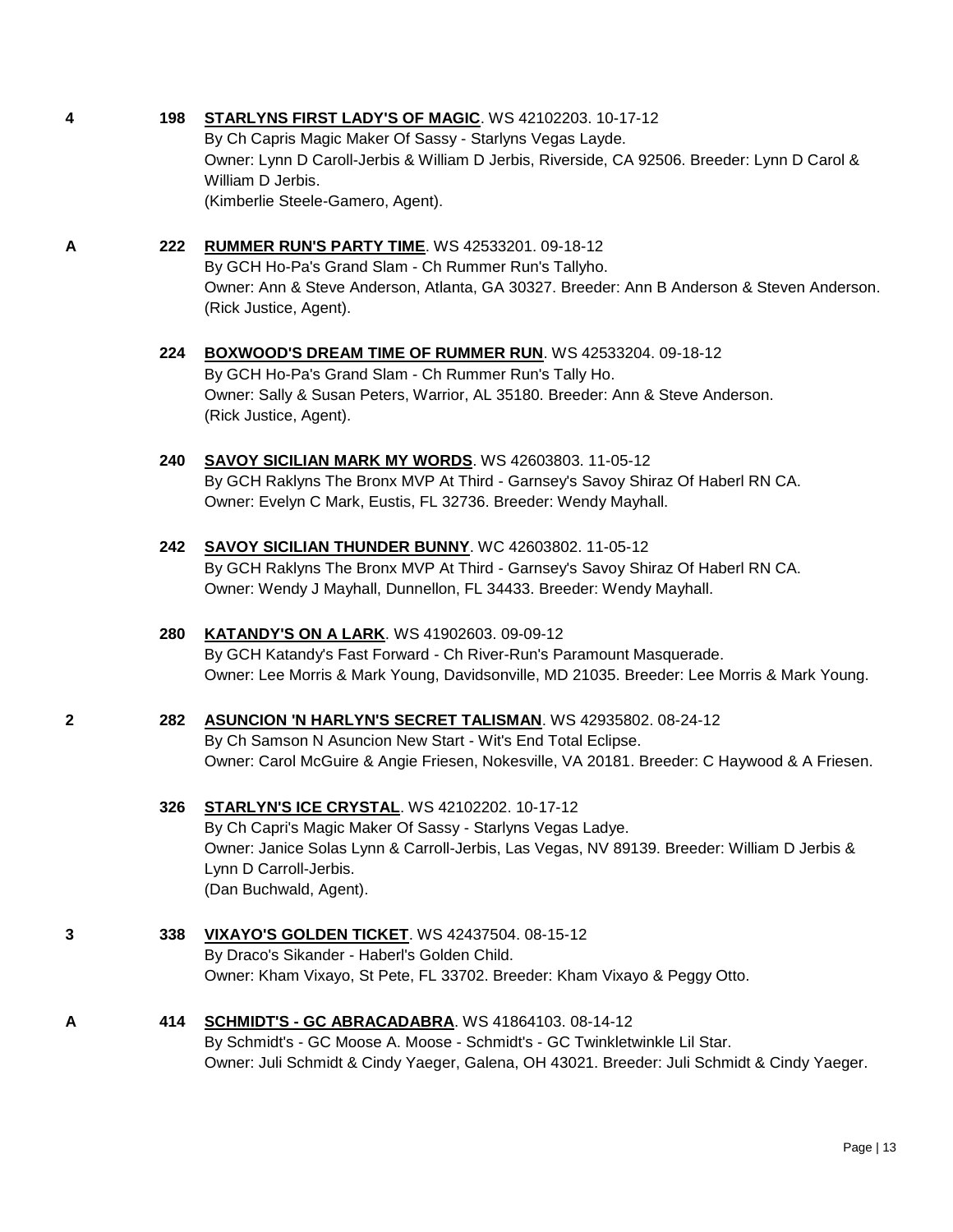**4** **198** **STARLYNS FIRST LADY'S OF MAGIC**. WS 42102203. 10-17-12
By Ch Capris Magic Maker Of Sassy - Starlyns Vegas Layde.
Owner: Lynn D Caroll-Jerbis & William D Jerbis, Riverside, CA 92506. Breeder: Lynn D Carol & William D Jerbis.
(Kimberlie Steele-Gamero, Agent).

**A** **222** **RUMMER RUN'S PARTY TIME**. WS 42533201. 09-18-12
By GCH Ho-Pa's Grand Slam - Ch Rummer Run's Tallyho.
Owner: Ann & Steve Anderson, Atlanta, GA 30327. Breeder: Ann B Anderson & Steven Anderson.
(Rick Justice, Agent).

**224** **BOXWOOD'S DREAM TIME OF RUMMER RUN**. WS 42533204. 09-18-12
By GCH Ho-Pa's Grand Slam - Ch Rummer Run's Tally Ho.
Owner: Sally & Susan Peters, Warrior, AL 35180. Breeder: Ann & Steve Anderson.
(Rick Justice, Agent).

**240** **SAVOY SICILIAN MARK MY WORDS**. WS 42603803. 11-05-12
By GCH Raklyns The Bronx MVP At Third - Garnsey's Savoy Shiraz Of Haberl RN CA.
Owner: Evelyn C Mark, Eustis, FL 32736. Breeder: Wendy Mayhall.

**242** **SAVOY SICILIAN THUNDER BUNNY**. WC 42603802. 11-05-12
By GCH Raklyns The Bronx MVP At Third - Garnsey's Savoy Shiraz Of Haberl RN CA.
Owner: Wendy J Mayhall, Dunnellon, FL 34433. Breeder: Wendy Mayhall.

**280** **KATANDY'S ON A LARK**. WS 41902603. 09-09-12
By GCH Katandy's Fast Forward - Ch River-Run's Paramount Masquerade.
Owner: Lee Morris & Mark Young, Davidsonville, MD 21035. Breeder: Lee Morris & Mark Young.

**2** **282** **ASUNCION 'N HARLYN'S SECRET TALISMAN**. WS 42935802. 08-24-12
By Ch Samson N Asuncion New Start - Wit's End Total Eclipse.
Owner: Carol McGuire & Angie Friesen, Nokesville, VA 20181. Breeder: C Haywood & A Friesen.

**326** **STARLYN'S ICE CRYSTAL**. WS 42102202. 10-17-12
By Ch Capri's Magic Maker Of Sassy - Starlyns Vegas Ladye.
Owner: Janice Solas Lynn & Carroll-Jerbis, Las Vegas, NV 89139. Breeder: William D Jerbis & Lynn D Carroll-Jerbis.
(Dan Buchwald, Agent).

**3** **338** **VIXAYO'S GOLDEN TICKET**. WS 42437504. 08-15-12
By Draco's Sikander - Haberl's Golden Child.
Owner: Kham Vixayo, St Pete, FL 33702. Breeder: Kham Vixayo & Peggy Otto.

**A** **414** **SCHMIDT'S - GC ABRACADABRA**. WS 41864103. 08-14-12
By Schmidt's - GC Moose A. Moose - Schmidt's - GC Twinkletwinkle Lil Star.
Owner: Juli Schmidt & Cindy Yaeger, Galena, OH 43021. Breeder: Juli Schmidt & Cindy Yaeger.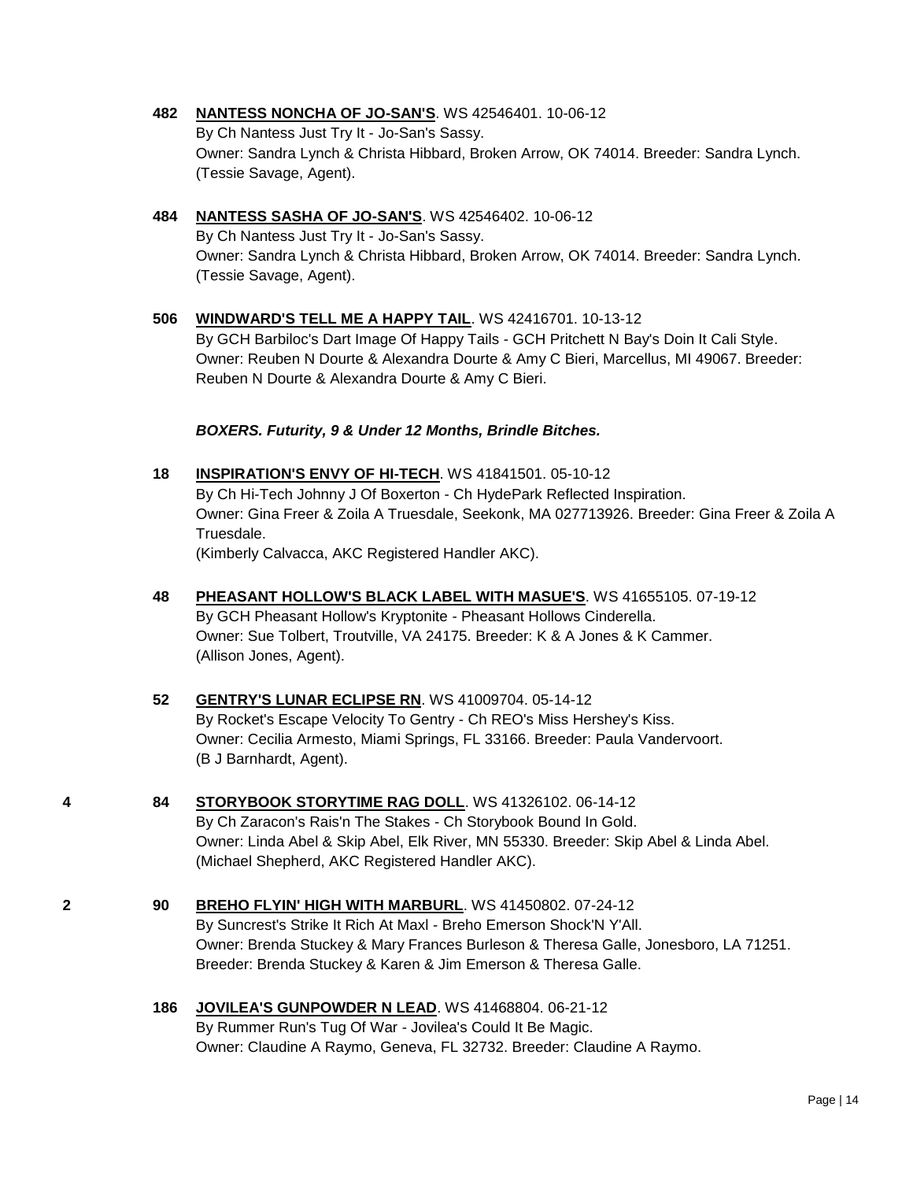**482** **NANTESS NONCHA OF JO-SAN'S**. WS 42546401. 10-06-12
By Ch Nantess Just Try It - Jo-San's Sassy.
Owner: Sandra Lynch & Christa Hibbard, Broken Arrow, OK 74014. Breeder: Sandra Lynch.
(Tessie Savage, Agent).

**484** **NANTESS SASHA OF JO-SAN'S**. WS 42546402. 10-06-12
By Ch Nantess Just Try It - Jo-San's Sassy.
Owner: Sandra Lynch & Christa Hibbard, Broken Arrow, OK 74014. Breeder: Sandra Lynch.
(Tessie Savage, Agent).

**506** **WINDWARD'S TELL ME A HAPPY TAIL**. WS 42416701. 10-13-12
By GCH Barbiloc's Dart Image Of Happy Tails - GCH Pritchett N Bay's Doin It Cali Style.
Owner: Reuben N Dourte & Alexandra Dourte & Amy C Bieri, Marcellus, MI 49067. Breeder: Reuben N Dourte & Alexandra Dourte & Amy C Bieri.

***BOXERS. Futurity, 9 & Under 12 Months, Brindle Bitches.***

**18** **INSPIRATION'S ENVY OF HI-TECH**. WS 41841501. 05-10-12
By Ch Hi-Tech Johnny J Of Boxerton - Ch HydePark Reflected Inspiration.
Owner: Gina Freer & Zoila A Truesdale, Seekonk, MA 027713926. Breeder: Gina Freer & Zoila A Truesdale.
(Kimberly Calvacca, AKC Registered Handler AKC).

**48** **PHEASANT HOLLOW'S BLACK LABEL WITH MASUE'S**. WS 41655105. 07-19-12
By GCH Pheasant Hollow's Kryptonite - Pheasant Hollows Cinderella.
Owner: Sue Tolbert, Troutville, VA 24175. Breeder: K & A Jones & K Cammer.
(Allison Jones, Agent).

**52** **GENTRY'S LUNAR ECLIPSE RN**. WS 41009704. 05-14-12
By Rocket's Escape Velocity To Gentry - Ch REO's Miss Hershey's Kiss.
Owner: Cecilia Armesto, Miami Springs, FL 33166. Breeder: Paula Vandervoort.
(B J Barnhardt, Agent).

**4** **84** **STORYBOOK STORYTIME RAG DOLL**. WS 41326102. 06-14-12
By Ch Zaracon's Rais'n The Stakes - Ch Storybook Bound In Gold.
Owner: Linda Abel & Skip Abel, Elk River, MN 55330. Breeder: Skip Abel & Linda Abel.
(Michael Shepherd, AKC Registered Handler AKC).

**2** **90** **BREHO FLYIN' HIGH WITH MARBURL**. WS 41450802. 07-24-12
By Suncrest's Strike It Rich At Maxl - Breho Emerson Shock'N Y'All.
Owner: Brenda Stuckey & Mary Frances Burleson & Theresa Galle, Jonesboro, LA 71251.
Breeder: Brenda Stuckey & Karen & Jim Emerson & Theresa Galle.

**186** **JOVILEA'S GUNPOWDER N LEAD**. WS 41468804. 06-21-12
By Rummer Run's Tug Of War - Jovilea's Could It Be Magic.
Owner: Claudine A Raymo, Geneva, FL 32732. Breeder: Claudine A Raymo.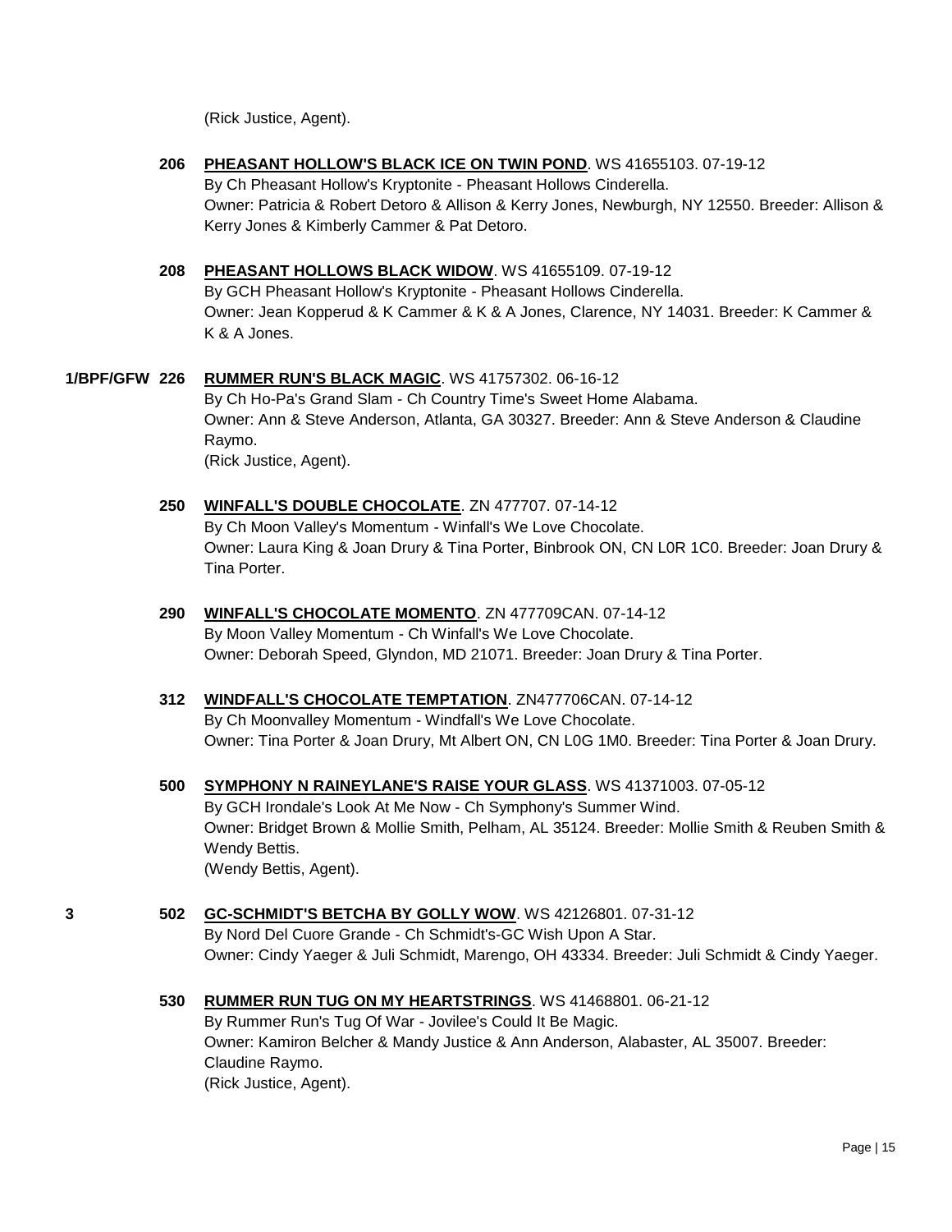(Rick Justice, Agent).

**206** **PHEASANT HOLLOW'S BLACK ICE ON TWIN POND**. WS 41655103. 07-19-12
By Ch Pheasant Hollow's Kryptonite - Pheasant Hollows Cinderella.
Owner: Patricia & Robert Detoro & Allison & Kerry Jones, Newburgh, NY 12550. Breeder: Allison & Kerry Jones & Kimberly Cammer & Pat Detoro.

**208** **PHEASANT HOLLOWS BLACK WIDOW**. WS 41655109. 07-19-12
By GCH Pheasant Hollow's Kryptonite - Pheasant Hollows Cinderella.
Owner: Jean Kopperud & K Cammer & K & A Jones, Clarence, NY 14031. Breeder: K Cammer & K & A Jones.

**1/BPF/GFW 226** **RUMMER RUN'S BLACK MAGIC**. WS 41757302. 06-16-12
By Ch Ho-Pa's Grand Slam - Ch Country Time's Sweet Home Alabama.
Owner: Ann & Steve Anderson, Atlanta, GA 30327. Breeder: Ann & Steve Anderson & Claudine Raymo.
(Rick Justice, Agent).

**250** **WINFALL'S DOUBLE CHOCOLATE**. ZN 477707. 07-14-12
By Ch Moon Valley's Momentum - Winfall's We Love Chocolate.
Owner: Laura King & Joan Drury & Tina Porter, Binbrook ON, CN L0R 1C0. Breeder: Joan Drury & Tina Porter.

**290** **WINFALL'S CHOCOLATE MOMENTO**. ZN 477709CAN. 07-14-12
By Moon Valley Momentum - Ch Winfall's We Love Chocolate.
Owner: Deborah Speed, Glyndon, MD 21071. Breeder: Joan Drury & Tina Porter.

**312** **WINDFALL'S CHOCOLATE TEMPTATION**. ZN477706CAN. 07-14-12
By Ch Moonvalley Momentum - Windfall's We Love Chocolate.
Owner: Tina Porter & Joan Drury, Mt Albert ON, CN L0G 1M0. Breeder: Tina Porter & Joan Drury.

**500** **SYMPHONY N RAINEYLANE'S RAISE YOUR GLASS**. WS 41371003. 07-05-12
By GCH Irondale's Look At Me Now - Ch Symphony's Summer Wind.
Owner: Bridget Brown & Mollie Smith, Pelham, AL 35124. Breeder: Mollie Smith & Reuben Smith & Wendy Bettis.
(Wendy Bettis, Agent).

**3** **502** **GC-SCHMIDT'S BETCHA BY GOLLY WOW**. WS 42126801. 07-31-12
By Nord Del Cuore Grande - Ch Schmidt's-GC Wish Upon A Star.
Owner: Cindy Yaeger & Juli Schmidt, Marengo, OH 43334. Breeder: Juli Schmidt & Cindy Yaeger.

**530** **RUMMER RUN TUG ON MY HEARTSTRINGS**. WS 41468801. 06-21-12
By Rummer Run's Tug Of War - Jovilee's Could It Be Magic.
Owner: Kamiron Belcher & Mandy Justice & Ann Anderson, Alabaster, AL 35007. Breeder: Claudine Raymo.
(Rick Justice, Agent).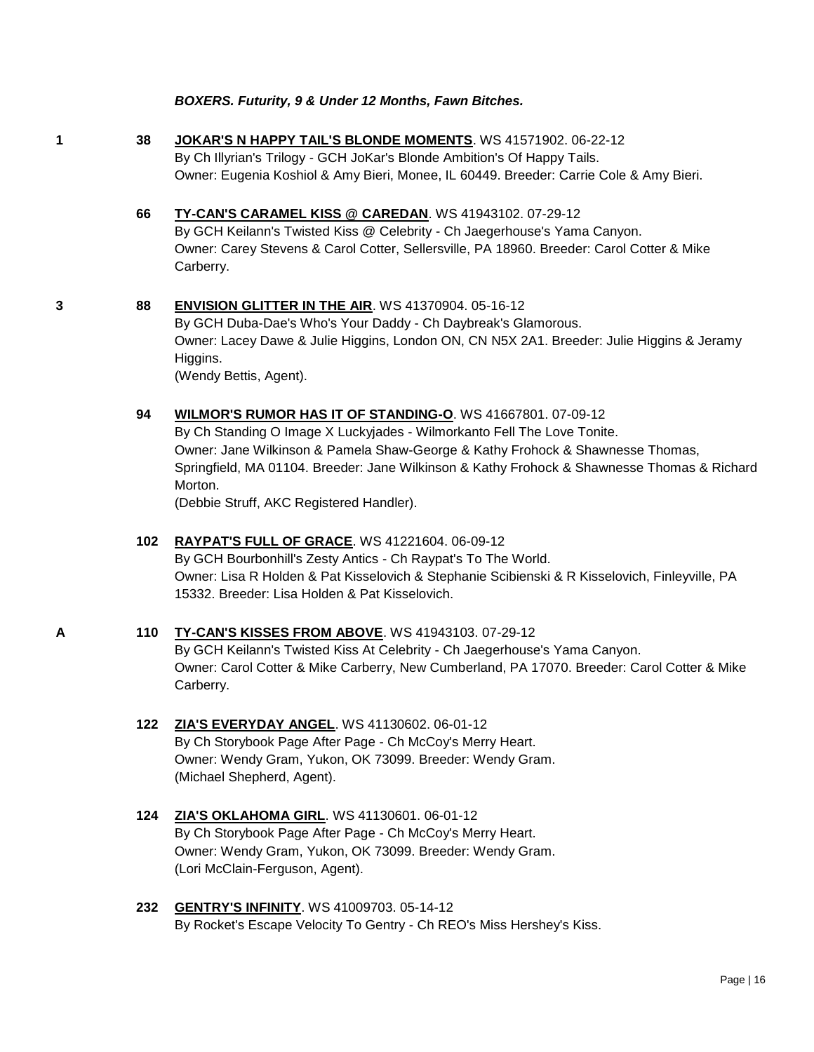***BOXERS. Futurity, 9 & Under 12 Months, Fawn Bitches.***

1 **38** **JOKAR'S N HAPPY TAIL'S BLONDE MOMENTS**. WS 41571902. 06-22-12
By Ch Illyrian's Trilogy - GCH JoKar's Blonde Ambition's Of Happy Tails.
Owner: Eugenia Koshiol & Amy Bieri, Monee, IL 60449. Breeder: Carrie Cole & Amy Bieri.

**66** **TY-CAN'S CARAMEL KISS @ CAREDAN**. WS 41943102. 07-29-12
By GCH Keilann's Twisted Kiss @ Celebrity - Ch Jaegerhouse's Yama Canyon.
Owner: Carey Stevens & Carol Cotter, Sellersville, PA 18960. Breeder: Carol Cotter & Mike Carberry.

3 **88** **ENVISION GLITTER IN THE AIR**. WS 41370904. 05-16-12
By GCH Duba-Dae's Who's Your Daddy - Ch Daybreak's Glamorous.
Owner: Lacey Dawe & Julie Higgins, London ON, CN N5X 2A1. Breeder: Julie Higgins & Jeramy Higgins.
(Wendy Bettis, Agent).

**94** **WILMOR'S RUMOR HAS IT OF STANDING-O**. WS 41667801. 07-09-12
By Ch Standing O Image X Luckyjades - Wilmorkanto Fell The Love Tonite.
Owner: Jane Wilkinson & Pamela Shaw-George & Kathy Frohock & Shawnesse Thomas, Springfield, MA 01104. Breeder: Jane Wilkinson & Kathy Frohock & Shawnesse Thomas & Richard Morton.
(Debbie Struff, AKC Registered Handler).

**102** **RAYPAT'S FULL OF GRACE**. WS 41221604. 06-09-12
By GCH Bourbonhill's Zesty Antics - Ch Raypat's To The World.
Owner: Lisa R Holden & Pat Kisselovich & Stephanie Scibienski & R Kisselovich, Finleyville, PA 15332. Breeder: Lisa Holden & Pat Kisselovich.

A **110** **TY-CAN'S KISSES FROM ABOVE**. WS 41943103. 07-29-12
By GCH Keilann's Twisted Kiss At Celebrity - Ch Jaegerhouse's Yama Canyon.
Owner: Carol Cotter & Mike Carberry, New Cumberland, PA 17070. Breeder: Carol Cotter & Mike Carberry.

**122** **ZIA'S EVERYDAY ANGEL**. WS 41130602. 06-01-12
By Ch Storybook Page After Page - Ch McCoy's Merry Heart.
Owner: Wendy Gram, Yukon, OK 73099. Breeder: Wendy Gram.
(Michael Shepherd, Agent).

**124** **ZIA'S OKLAHOMA GIRL**. WS 41130601. 06-01-12
By Ch Storybook Page After Page - Ch McCoy's Merry Heart.
Owner: Wendy Gram, Yukon, OK 73099. Breeder: Wendy Gram.
(Lori McClain-Ferguson, Agent).

**232** **GENTRY'S INFINITY**. WS 41009703. 05-14-12
By Rocket's Escape Velocity To Gentry - Ch REO's Miss Hershey's Kiss.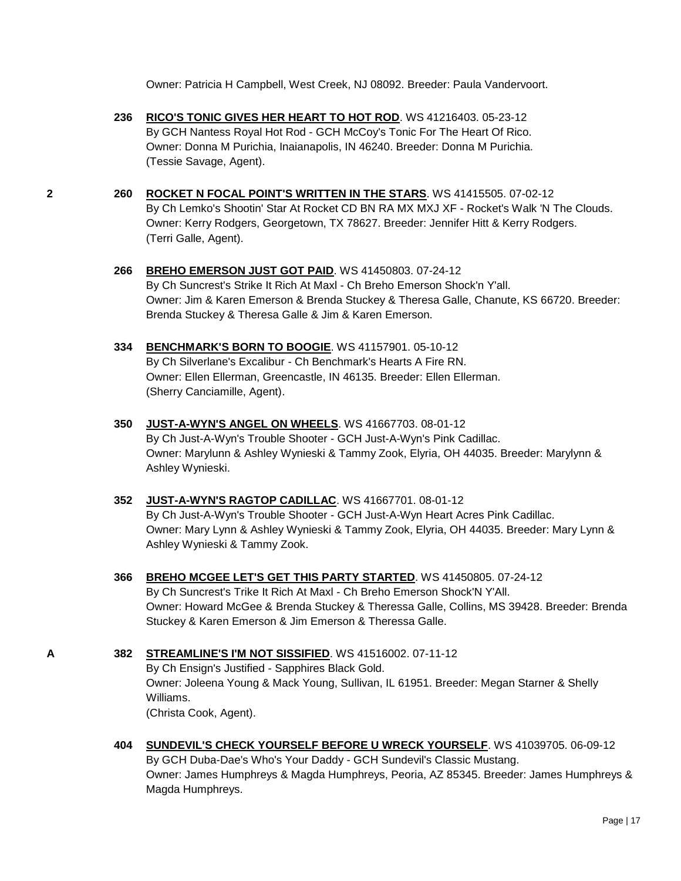Owner: Patricia H Campbell, West Creek, NJ 08092. Breeder: Paula Vandervoort.

**236** **RICO'S TONIC GIVES HER HEART TO HOT ROD**. WS 41216403. 05-23-12
By GCH Nantess Royal Hot Rod - GCH McCoy's Tonic For The Heart Of Rico.
Owner: Donna M Purichia, Inaianapolis, IN 46240. Breeder: Donna M Purichia.
(Tessie Savage, Agent).

**2** **260** **ROCKET N FOCAL POINT'S WRITTEN IN THE STARS**. WS 41415505. 07-02-12
By Ch Lemko's Shootin' Star At Rocket CD BN RA MX MXJ XF - Rocket's Walk 'N The Clouds.
Owner: Kerry Rodgers, Georgetown, TX 78627. Breeder: Jennifer Hitt & Kerry Rodgers.
(Terri Galle, Agent).

**266** **BREHO EMERSON JUST GOT PAID**. WS 41450803. 07-24-12
By Ch Suncrest's Strike It Rich At Maxl - Ch Breho Emerson Shock'n Y'all.
Owner: Jim & Karen Emerson & Brenda Stuckey & Theresa Galle, Chanute, KS 66720. Breeder: Brenda Stuckey & Theresa Galle & Jim & Karen Emerson.

**334** **BENCHMARK'S BORN TO BOOGIE**. WS 41157901. 05-10-12
By Ch Silverlane's Excalibur - Ch Benchmark's Hearts A Fire RN.
Owner: Ellen Ellerman, Greencastle, IN 46135. Breeder: Ellen Ellerman.
(Sherry Canciamille, Agent).

**350** **JUST-A-WYN'S ANGEL ON WHEELS**. WS 41667703. 08-01-12
By Ch Just-A-Wyn's Trouble Shooter - GCH Just-A-Wyn's Pink Cadillac.
Owner: Marylunn & Ashley Wynieski & Tammy Zook, Elyria, OH 44035. Breeder: Marylynn & Ashley Wynieski.

**352** **JUST-A-WYN'S RAGTOP CADILLAC**. WS 41667701. 08-01-12
By Ch Just-A-Wyn's Trouble Shooter - GCH Just-A-Wyn Heart Acres Pink Cadillac.
Owner: Mary Lynn & Ashley Wynieski & Tammy Zook, Elyria, OH 44035. Breeder: Mary Lynn & Ashley Wynieski & Tammy Zook.

**366** **BREHO MCGEE LET'S GET THIS PARTY STARTED**. WS 41450805. 07-24-12
By Ch Suncrest's Trike It Rich At Maxl - Ch Breho Emerson Shock'N Y'All.
Owner: Howard McGee & Brenda Stuckey & Theressa Galle, Collins, MS 39428. Breeder: Brenda Stuckey & Karen Emerson & Jim Emerson & Theressa Galle.

**A** **382** **STREAMLINE'S I'M NOT SISSIFIED**. WS 41516002. 07-11-12
By Ch Ensign's Justified - Sapphires Black Gold.
Owner: Joleena Young & Mack Young, Sullivan, IL 61951. Breeder: Megan Starner & Shelly Williams.
(Christa Cook, Agent).

**404** **SUNDEVIL'S CHECK YOURSELF BEFORE U WRECK YOURSELF**. WS 41039705. 06-09-12
By GCH Duba-Dae's Who's Your Daddy - GCH Sundevil's Classic Mustang.
Owner: James Humphreys & Magda Humphreys, Peoria, AZ 85345. Breeder: James Humphreys & Magda Humphreys.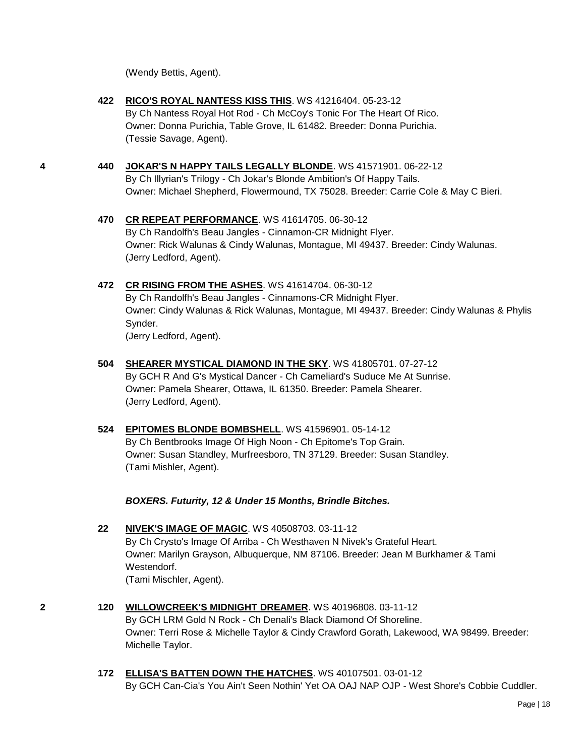(Wendy Bettis, Agent).

**422** **RICO'S ROYAL NANTESS KISS THIS**. WS 41216404. 05-23-12
By Ch Nantess Royal Hot Rod - Ch McCoy's Tonic For The Heart Of Rico.
Owner: Donna Purichia, Table Grove, IL 61482. Breeder: Donna Purichia.
(Tessie Savage, Agent).

4 **440** **JOKAR'S N HAPPY TAILS LEGALLY BLONDE**. WS 41571901. 06-22-12
By Ch Illyrian's Trilogy - Ch Jokar's Blonde Ambition's Of Happy Tails.
Owner: Michael Shepherd, Flowermound, TX 75028. Breeder: Carrie Cole & May C Bieri.

**470** **CR REPEAT PERFORMANCE**. WS 41614705. 06-30-12
By Ch Randolfh's Beau Jangles - Cinnamon-CR Midnight Flyer.
Owner: Rick Walunas & Cindy Walunas, Montague, MI 49437. Breeder: Cindy Walunas.
(Jerry Ledford, Agent).

**472** **CR RISING FROM THE ASHES**. WS 41614704. 06-30-12
By Ch Randolfh's Beau Jangles - Cinnamons-CR Midnight Flyer.
Owner: Cindy Walunas & Rick Walunas, Montague, MI 49437. Breeder: Cindy Walunas & Phylis Synder.
(Jerry Ledford, Agent).

**504** **SHEARER MYSTICAL DIAMOND IN THE SKY**. WS 41805701. 07-27-12
By GCH R And G's Mystical Dancer - Ch Cameliard's Suduce Me At Sunrise.
Owner: Pamela Shearer, Ottawa, IL 61350. Breeder: Pamela Shearer.
(Jerry Ledford, Agent).

**524** **EPITOMES BLONDE BOMBSHELL**. WS 41596901. 05-14-12
By Ch Bentbrooks Image Of High Noon - Ch Epitome's Top Grain.
Owner: Susan Standley, Murfreesboro, TN 37129. Breeder: Susan Standley.
(Tami Mishler, Agent).

***BOXERS. Futurity, 12 & Under 15 Months, Brindle Bitches.***

**22** **NIVEK'S IMAGE OF MAGIC**. WS 40508703. 03-11-12
By Ch Crysto's Image Of Arriba - Ch Westhaven N Nivek's Grateful Heart.
Owner: Marilyn Grayson, Albuquerque, NM 87106. Breeder: Jean M Burkhamer & Tami Westendorf.
(Tami Mischler, Agent).

2 **120** **WILLOWCREEK'S MIDNIGHT DREAMER**. WS 40196808. 03-11-12
By GCH LRM Gold N Rock - Ch Denali's Black Diamond Of Shoreline.
Owner: Terri Rose & Michelle Taylor & Cindy Crawford Gorath, Lakewood, WA 98499. Breeder: Michelle Taylor.

**172** **ELLISA'S BATTEN DOWN THE HATCHES**. WS 40107501. 03-01-12
By GCH Can-Cia's You Ain't Seen Nothin' Yet OA OAJ NAP OJP - West Shore's Cobbie Cuddler.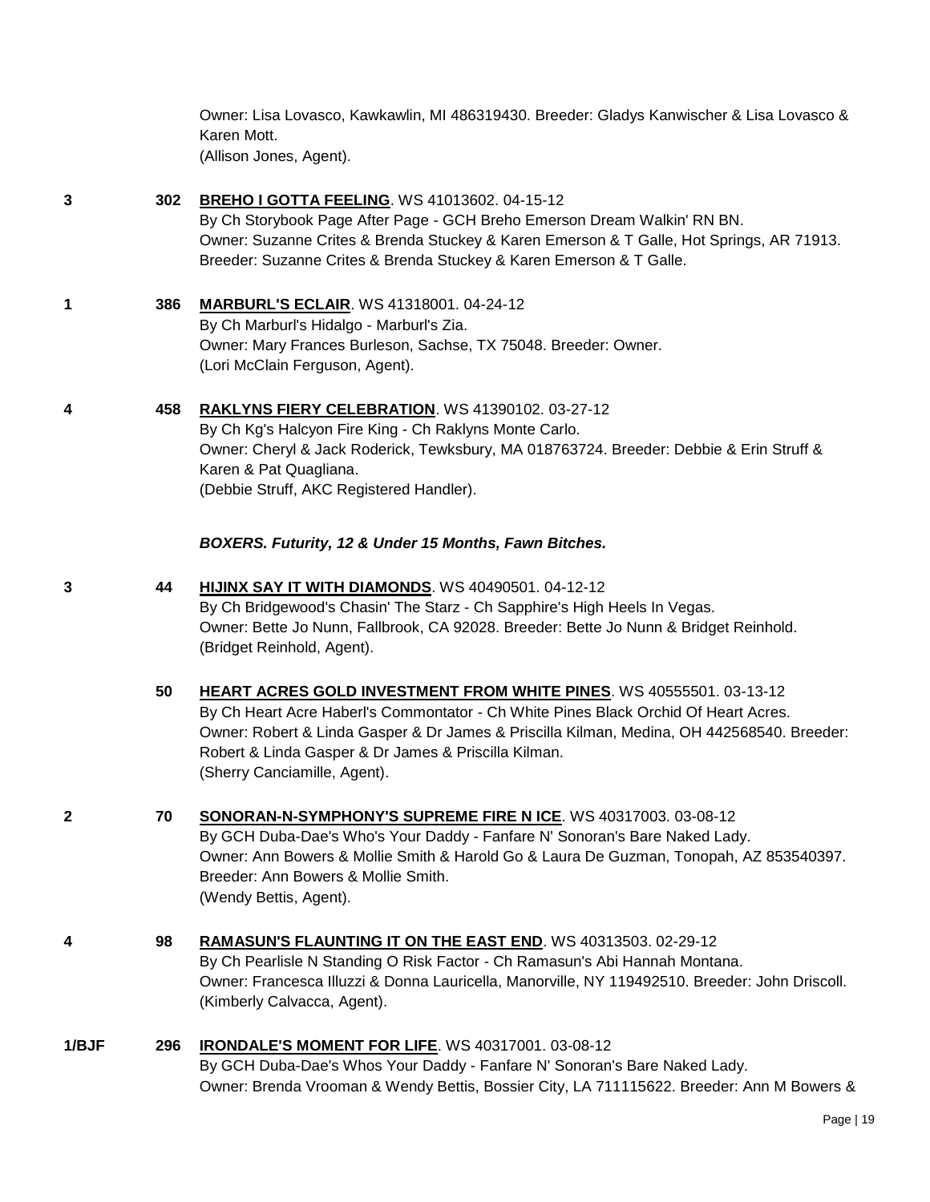Owner: Lisa Lovasco, Kawkawlin, MI 486319430. Breeder: Gladys Kanwischer & Lisa Lovasco & Karen Mott.
(Allison Jones, Agent).

**3** **302** **BREHO I GOTTA FEELING**. WS 41013602. 04-15-12
By Ch Storybook Page After Page - GCH Breho Emerson Dream Walkin' RN BN.
Owner: Suzanne Crites & Brenda Stuckey & Karen Emerson & T Galle, Hot Springs, AR 71913. Breeder: Suzanne Crites & Brenda Stuckey & Karen Emerson & T Galle.

**1** **386** **MARBURL'S ECLAIR**. WS 41318001. 04-24-12
By Ch Marburl's Hidalgo - Marburl's Zia.
Owner: Mary Frances Burleson, Sachse, TX 75048. Breeder: Owner.
(Lori McClain Ferguson, Agent).

**4** **458** **RAKLYNS FIERY CELEBRATION**. WS 41390102. 03-27-12
By Ch Kg's Halcyon Fire King - Ch Raklyns Monte Carlo.
Owner: Cheryl & Jack Roderick, Tewksbury, MA 018763724. Breeder: Debbie & Erin Struff & Karen & Pat Quagliana.
(Debbie Struff, AKC Registered Handler).

***BOXERS. Futurity, 12 & Under 15 Months, Fawn Bitches.***

**3** **44** **HIJINX SAY IT WITH DIAMONDS**. WS 40490501. 04-12-12
By Ch Bridgewood's Chasin' The Starz - Ch Sapphire's High Heels In Vegas.
Owner: Bette Jo Nunn, Fallbrook, CA 92028. Breeder: Bette Jo Nunn & Bridget Reinhold.
(Bridget Reinhold, Agent).

**50** **HEART ACRES GOLD INVESTMENT FROM WHITE PINES**. WS 40555501. 03-13-12
By Ch Heart Acre Haberl's Commontator - Ch White Pines Black Orchid Of Heart Acres.
Owner: Robert & Linda Gasper & Dr James & Priscilla Kilman, Medina, OH 442568540. Breeder: Robert & Linda Gasper & Dr James & Priscilla Kilman.
(Sherry Canciamille, Agent).

**2** **70** **SONORAN-N-SYMPHONY'S SUPREME FIRE N ICE**. WS 40317003. 03-08-12
By GCH Duba-Dae's Who's Your Daddy - Fanfare N' Sonoran's Bare Naked Lady.
Owner: Ann Bowers & Mollie Smith & Harold Go & Laura De Guzman, Tonopah, AZ 853540397. Breeder: Ann Bowers & Mollie Smith.
(Wendy Bettis, Agent).

**4** **98** **RAMASUN'S FLAUNTING IT ON THE EAST END**. WS 40313503. 02-29-12
By Ch Pearlisle N Standing O Risk Factor - Ch Ramasun's Abi Hannah Montana.
Owner: Francesca Illuzzi & Donna Lauricella, Manorville, NY 119492510. Breeder: John Driscoll.
(Kimberly Calvacca, Agent).

**1/BJF** **296** **IRONDALE'S MOMENT FOR LIFE**. WS 40317001. 03-08-12
By GCH Duba-Dae's Whos Your Daddy - Fanfare N' Sonoran's Bare Naked Lady.
Owner: Brenda Vrooman & Wendy Bettis, Bossier City, LA 711115622. Breeder: Ann M Bowers &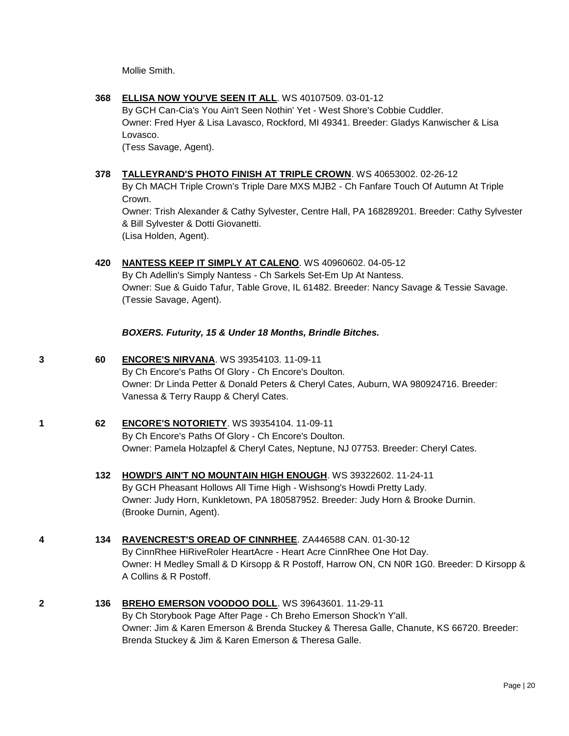Mollie Smith.

**368** **ELLISA NOW YOU'VE SEEN IT ALL**. WS 40107509. 03-01-12
By GCH Can-Cia's You Ain't Seen Nothin' Yet - West Shore's Cobbie Cuddler.
Owner: Fred Hyer & Lisa Lavasco, Rockford, MI 49341. Breeder: Gladys Kanwischer & Lisa Lovasco.
(Tess Savage, Agent).

**378** **TALLEYRAND'S PHOTO FINISH AT TRIPLE CROWN**. WS 40653002. 02-26-12
By Ch MACH Triple Crown's Triple Dare MXS MJB2 - Ch Fanfare Touch Of Autumn At Triple Crown.
Owner: Trish Alexander & Cathy Sylvester, Centre Hall, PA 168289201. Breeder: Cathy Sylvester & Bill Sylvester & Dotti Giovanetti.
(Lisa Holden, Agent).

**420** **NANTESS KEEP IT SIMPLY AT CALENO**. WS 40960602. 04-05-12
By Ch Adellin's Simply Nantess - Ch Sarkels Set-Em Up At Nantess.
Owner: Sue & Guido Tafur, Table Grove, IL 61482. Breeder: Nancy Savage & Tessie Savage.
(Tessie Savage, Agent).

***BOXERS. Futurity, 15 & Under 18 Months, Brindle Bitches.***

3 **60** **ENCORE'S NIRVANA**. WS 39354103. 11-09-11
By Ch Encore's Paths Of Glory - Ch Encore's Doulton.
Owner: Dr Linda Petter & Donald Peters & Cheryl Cates, Auburn, WA 980924716. Breeder: Vanessa & Terry Raupp & Cheryl Cates.

1 **62** **ENCORE'S NOTORIETY**. WS 39354104. 11-09-11
By Ch Encore's Paths Of Glory - Ch Encore's Doulton.
Owner: Pamela Holzapfel & Cheryl Cates, Neptune, NJ 07753. Breeder: Cheryl Cates.

**132** **HOWDI'S AIN'T NO MOUNTAIN HIGH ENOUGH**. WS 39322602. 11-24-11
By GCH Pheasant Hollows All Time High - Wishsong's Howdi Pretty Lady.
Owner: Judy Horn, Kunkletown, PA 180587952. Breeder: Judy Horn & Brooke Durnin.
(Brooke Durnin, Agent).

4 **134** **RAVENCREST'S OREAD OF CINNRHEE**. ZA446588 CAN. 01-30-12
By CinnRhee HiRiveRoler HeartAcre - Heart Acre CinnRhee One Hot Day.
Owner: H Medley Small & D Kirsopp & R Postoff, Harrow ON, CN N0R 1G0. Breeder: D Kirsopp & A Collins & R Postoff.

2 **136** **BREHO EMERSON VOODOO DOLL**. WS 39643601. 11-29-11
By Ch Storybook Page After Page - Ch Breho Emerson Shock'n Y'all.
Owner: Jim & Karen Emerson & Brenda Stuckey & Theresa Galle, Chanute, KS 66720. Breeder: Brenda Stuckey & Jim & Karen Emerson & Theresa Galle.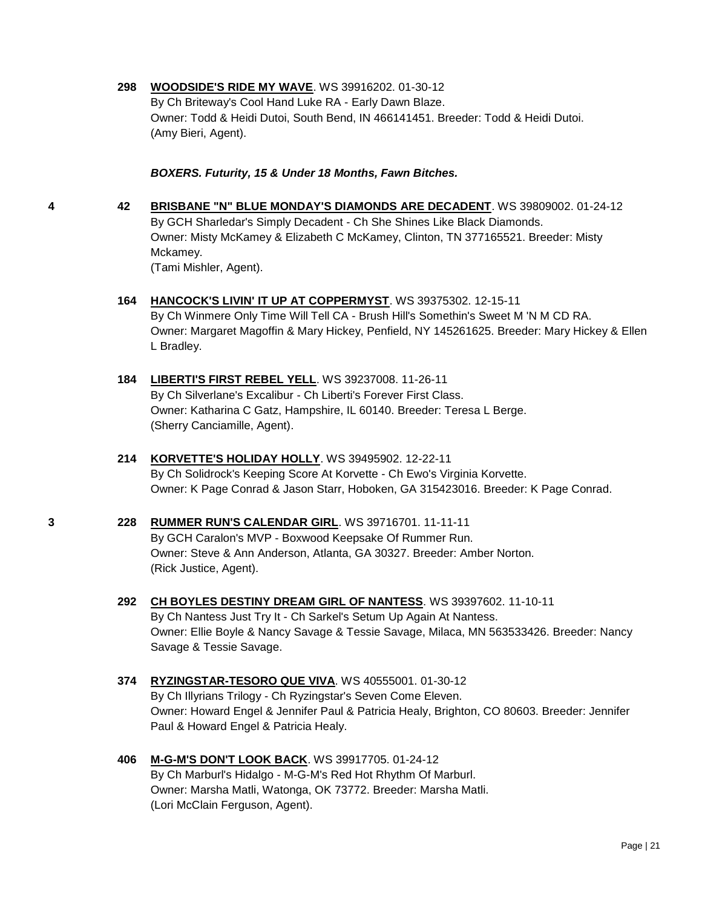**298** **WOODSIDE'S RIDE MY WAVE**. WS 39916202. 01-30-12
By Ch Briteway's Cool Hand Luke RA - Early Dawn Blaze.
Owner: Todd & Heidi Dutoi, South Bend, IN 466141451. Breeder: Todd & Heidi Dutoi.
(Amy Bieri, Agent).

***BOXERS. Futurity, 15 & Under 18 Months, Fawn Bitches.***

4 **42** **BRISBANE "N" BLUE MONDAY'S DIAMONDS ARE DECADENT**. WS 39809002. 01-24-12
By GCH Sharledar's Simply Decadent - Ch She Shines Like Black Diamonds.
Owner: Misty McKamey & Elizabeth C McKamey, Clinton, TN 377165521. Breeder: Misty Mckamey.
(Tami Mishler, Agent).

**164** **HANCOCK'S LIVIN' IT UP AT COPPERMYST**. WS 39375302. 12-15-11
By Ch Winmere Only Time Will Tell CA - Brush Hill's Somethin's Sweet M 'N M CD RA.
Owner: Margaret Magoffin & Mary Hickey, Penfield, NY 145261625. Breeder: Mary Hickey & Ellen L Bradley.

**184** **LIBERTI'S FIRST REBEL YELL**. WS 39237008. 11-26-11
By Ch Silverlane's Excalibur - Ch Liberti's Forever First Class.
Owner: Katharina C Gatz, Hampshire, IL 60140. Breeder: Teresa L Berge.
(Sherry Canciamille, Agent).

**214** **KORVETTE'S HOLIDAY HOLLY**. WS 39495902. 12-22-11
By Ch Solidrock's Keeping Score At Korvette - Ch Ewo's Virginia Korvette.
Owner: K Page Conrad & Jason Starr, Hoboken, GA 315423016. Breeder: K Page Conrad.

3 **228** **RUMMER RUN'S CALENDAR GIRL**. WS 39716701. 11-11-11
By GCH Caralon's MVP - Boxwood Keepsake Of Rummer Run.
Owner: Steve & Ann Anderson, Atlanta, GA 30327. Breeder: Amber Norton.
(Rick Justice, Agent).

**292** **CH BOYLES DESTINY DREAM GIRL OF NANTESS**. WS 39397602. 11-10-11
By Ch Nantess Just Try It - Ch Sarkel's Setum Up Again At Nantess.
Owner: Ellie Boyle & Nancy Savage & Tessie Savage, Milaca, MN 563533426. Breeder: Nancy Savage & Tessie Savage.

**374** **RYZINGSTAR-TESORO QUE VIVA**. WS 40555001. 01-30-12
By Ch Illyrians Trilogy - Ch Ryzingstar's Seven Come Eleven.
Owner: Howard Engel & Jennifer Paul & Patricia Healy, Brighton, CO 80603. Breeder: Jennifer Paul & Howard Engel & Patricia Healy.

**406** **M-G-M'S DON'T LOOK BACK**. WS 39917705. 01-24-12
By Ch Marburl's Hidalgo - M-G-M's Red Hot Rhythm Of Marburl.
Owner: Marsha Matli, Watonga, OK 73772. Breeder: Marsha Matli.
(Lori McClain Ferguson, Agent).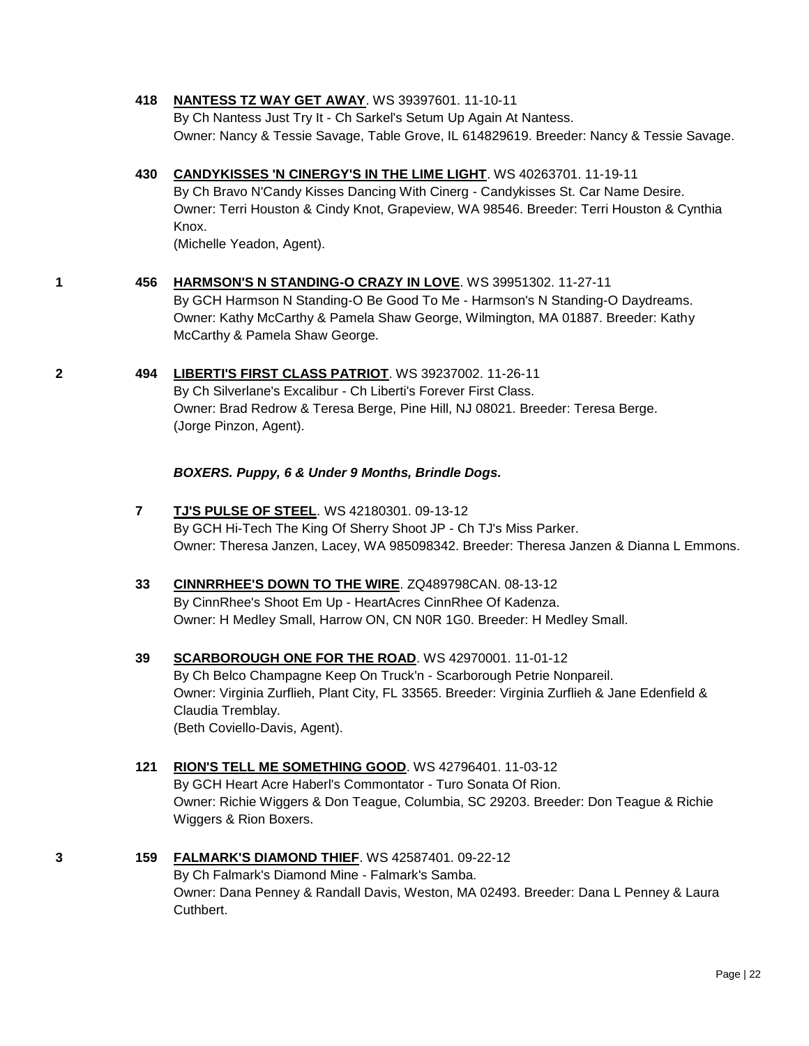**418** **NANTESS TZ WAY GET AWAY**. WS 39397601. 11-10-11
By Ch Nantess Just Try It - Ch Sarkel's Setum Up Again At Nantess.
Owner: Nancy & Tessie Savage, Table Grove, IL 614829619. Breeder: Nancy & Tessie Savage.

**430** **CANDYKISSES 'N CINERGY'S IN THE LIME LIGHT**. WS 40263701. 11-19-11
By Ch Bravo N'Candy Kisses Dancing With Cinerg - Candykisses St. Car Name Desire.
Owner: Terri Houston & Cindy Knot, Grapeview, WA 98546. Breeder: Terri Houston & Cynthia Knox.
(Michelle Yeadon, Agent).

**1** **456** **HARMSON'S N STANDING-O CRAZY IN LOVE**. WS 39951302. 11-27-11
By GCH Harmson N Standing-O Be Good To Me - Harmson's N Standing-O Daydreams.
Owner: Kathy McCarthy & Pamela Shaw George, Wilmington, MA 01887. Breeder: Kathy McCarthy & Pamela Shaw George.

**2** **494** **LIBERTI'S FIRST CLASS PATRIOT**. WS 39237002. 11-26-11
By Ch Silverlane's Excalibur - Ch Liberti's Forever First Class.
Owner: Brad Redrow & Teresa Berge, Pine Hill, NJ 08021. Breeder: Teresa Berge.
(Jorge Pinzon, Agent).

***BOXERS. Puppy, 6 & Under 9 Months, Brindle Dogs.***

**7** **TJ'S PULSE OF STEEL**. WS 42180301. 09-13-12
By GCH Hi-Tech The King Of Sherry Shoot JP - Ch TJ's Miss Parker.
Owner: Theresa Janzen, Lacey, WA 985098342. Breeder: Theresa Janzen & Dianna L Emmons.

**33** **CINNRRHEE'S DOWN TO THE WIRE**. ZQ489798CAN. 08-13-12
By CinnRhee's Shoot Em Up - HeartAcres CinnRhee Of Kadenza.
Owner: H Medley Small, Harrow ON, CN N0R 1G0. Breeder: H Medley Small.

**39** **SCARBOROUGH ONE FOR THE ROAD**. WS 42970001. 11-01-12
By Ch Belco Champagne Keep On Truck'n - Scarborough Petrie Nonpareil.
Owner: Virginia Zurflieh, Plant City, FL 33565. Breeder: Virginia Zurflieh & Jane Edenfield & Claudia Tremblay.
(Beth Coviello-Davis, Agent).

**121** **RION'S TELL ME SOMETHING GOOD**. WS 42796401. 11-03-12
By GCH Heart Acre Haberl's Commontator - Turo Sonata Of Rion.
Owner: Richie Wiggers & Don Teague, Columbia, SC 29203. Breeder: Don Teague & Richie Wiggers & Rion Boxers.

**3** **159** **FALMARK'S DIAMOND THIEF**. WS 42587401. 09-22-12
By Ch Falmark's Diamond Mine - Falmark's Samba.
Owner: Dana Penney & Randall Davis, Weston, MA 02493. Breeder: Dana L Penney & Laura Cuthbert.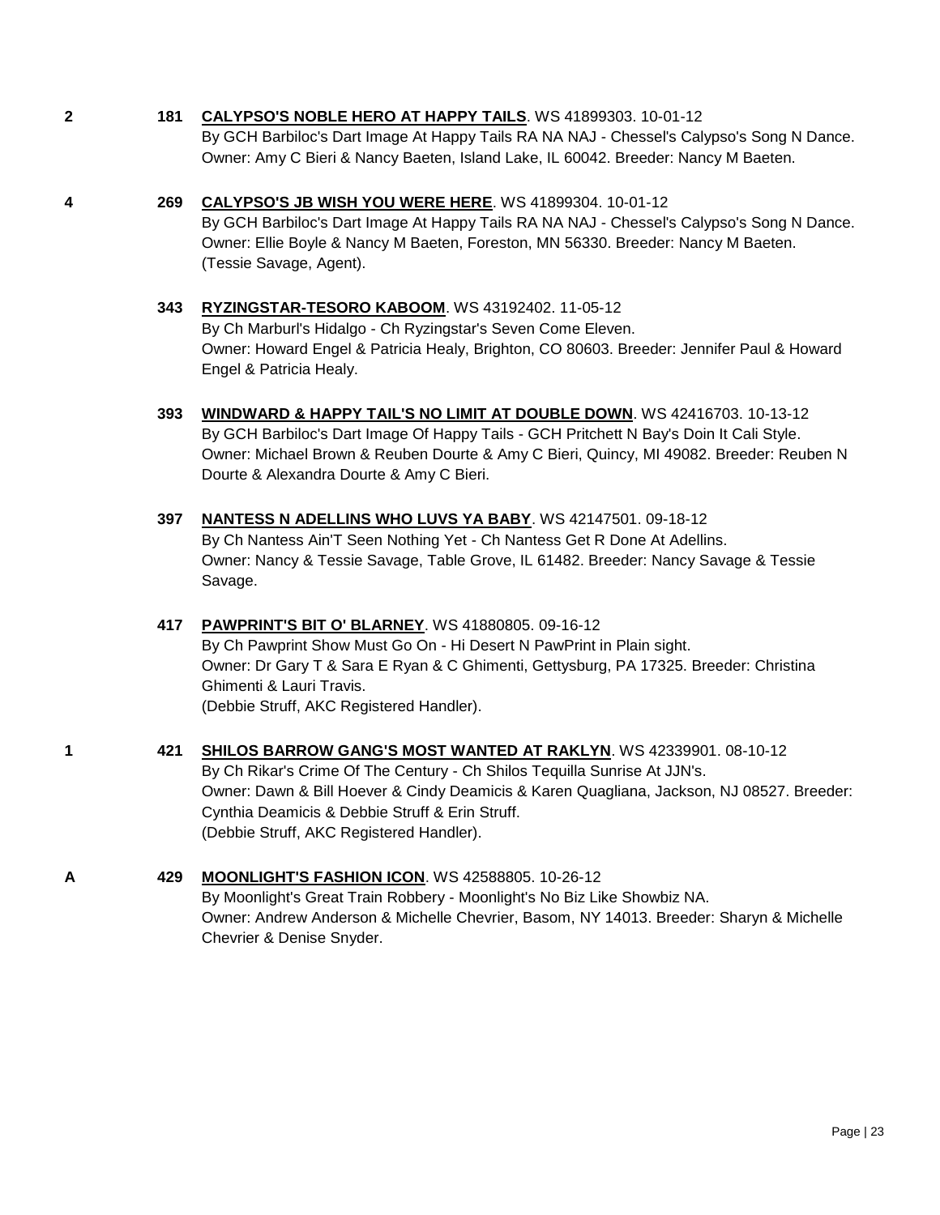**2** **181** **CALYPSO'S NOBLE HERO AT HAPPY TAILS**. WS 41899303. 10-01-12
By GCH Barbiloc's Dart Image At Happy Tails RA NA NAJ - Chessel's Calypso's Song N Dance.
Owner: Amy C Bieri & Nancy Baeten, Island Lake, IL 60042. Breeder: Nancy M Baeten.

**4** **269** **CALYPSO'S JB WISH YOU WERE HERE**. WS 41899304. 10-01-12
By GCH Barbiloc's Dart Image At Happy Tails RA NA NAJ - Chessel's Calypso's Song N Dance.
Owner: Ellie Boyle & Nancy M Baeten, Foreston, MN 56330. Breeder: Nancy M Baeten.
(Tessie Savage, Agent).

**343** **RYZINGSTAR-TESORO KABOOM**. WS 43192402. 11-05-12
By Ch Marburl's Hidalgo - Ch Ryzingstar's Seven Come Eleven.
Owner: Howard Engel & Patricia Healy, Brighton, CO 80603. Breeder: Jennifer Paul & Howard Engel & Patricia Healy.

**393** **WINDWARD & HAPPY TAIL'S NO LIMIT AT DOUBLE DOWN**. WS 42416703. 10-13-12
By GCH Barbiloc's Dart Image Of Happy Tails - GCH Pritchett N Bay's Doin It Cali Style.
Owner: Michael Brown & Reuben Dourte & Amy C Bieri, Quincy, MI 49082. Breeder: Reuben N Dourte & Alexandra Dourte & Amy C Bieri.

**397** **NANTESS N ADELLINS WHO LUVS YA BABY**. WS 42147501. 09-18-12
By Ch Nantess Ain'T Seen Nothing Yet - Ch Nantess Get R Done At Adellins.
Owner: Nancy & Tessie Savage, Table Grove, IL 61482. Breeder: Nancy Savage & Tessie Savage.

**417** **PAWPRINT'S BIT O' BLARNEY**. WS 41880805. 09-16-12
By Ch Pawprint Show Must Go On - Hi Desert N PawPrint in Plain sight.
Owner: Dr Gary T & Sara E Ryan & C Ghimenti, Gettysburg, PA 17325. Breeder: Christina Ghimenti & Lauri Travis.
(Debbie Struff, AKC Registered Handler).

**1** **421** **SHILOS BARROW GANG'S MOST WANTED AT RAKLYN**. WS 42339901. 08-10-12
By Ch Rikar's Crime Of The Century - Ch Shilos Tequilla Sunrise At JJN's.
Owner: Dawn & Bill Hoever & Cindy Deamicis & Karen Quagliana, Jackson, NJ 08527. Breeder: Cynthia Deamicis & Debbie Struff & Erin Struff.
(Debbie Struff, AKC Registered Handler).

**A** **429** **MOONLIGHT'S FASHION ICON**. WS 42588805. 10-26-12
By Moonlight's Great Train Robbery - Moonlight's No Biz Like Showbiz NA.
Owner: Andrew Anderson & Michelle Chevrier, Basom, NY 14013. Breeder: Sharyn & Michelle Chevrier & Denise Snyder.